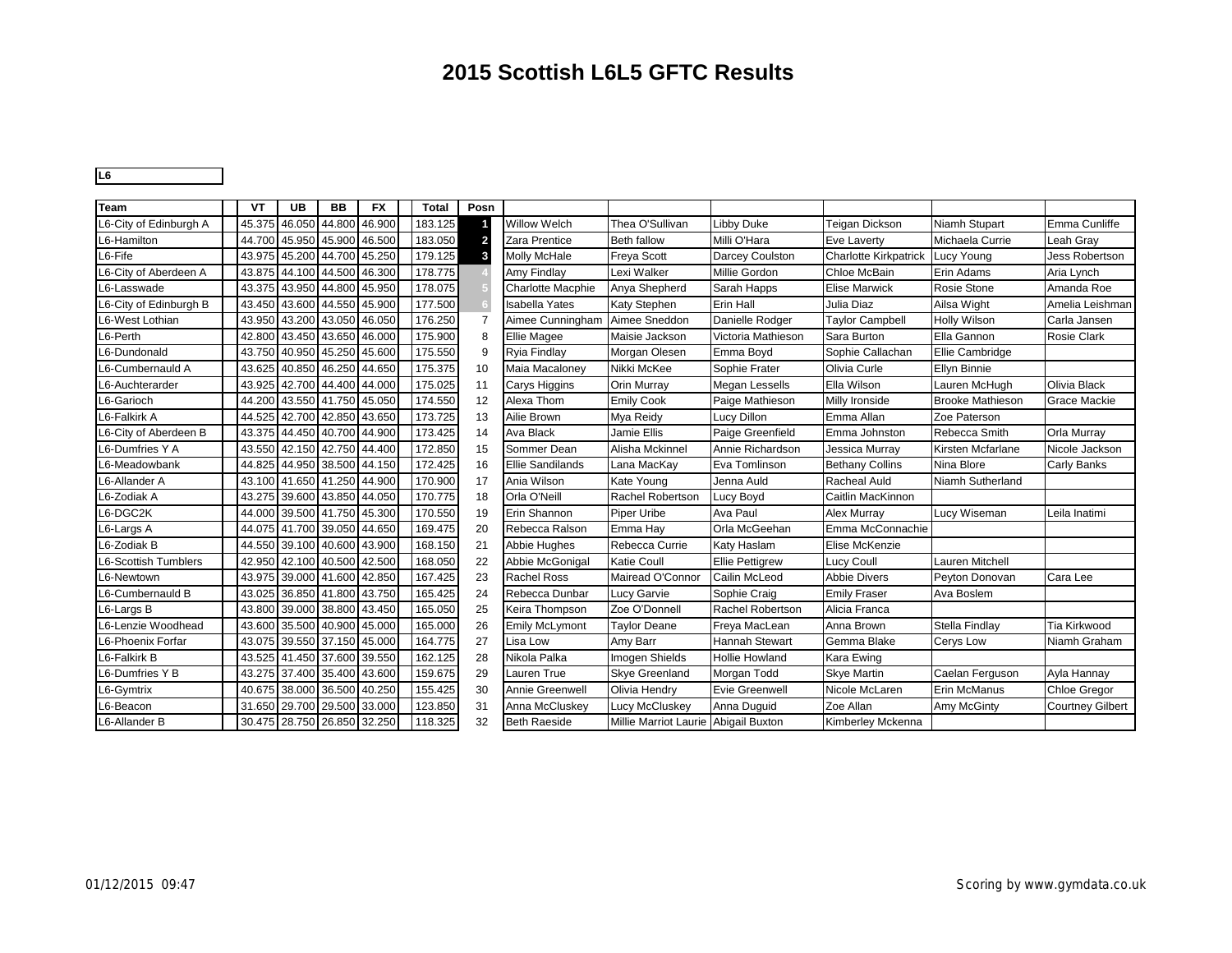# 2015 Scottish L6L5 GFTC Results

**L6**

| Team | VT | UB | BB | FX | Total | Posn | | | | | | |
|---|---|---|---|---|---|---|---|---|---|---|---|---|
| L6-City of Edinburgh A | 45.375 | 46.050 | 44.800 | 46.900 | 183.125 | 1 | Willow Welch | Thea O'Sullivan | Libby Duke | Teigan Dickson | Niamh Stupart | Emma Cunliffe |
| L6-Hamilton | 44.700 | 45.950 | 45.900 | 46.500 | 183.050 | 2 | Zara Prentice | Beth fallow | Milli O'Hara | Eve Laverty | Michaela Currie | Leah Gray |
| L6-Fife | 43.975 | 45.200 | 44.700 | 45.250 | 179.125 | 3 | Molly McHale | Freya Scott | Darcey Coulston | Charlotte Kirkpatrick | Lucy Young | Jess Robertson |
| L6-City of Aberdeen A | 43.875 | 44.100 | 44.500 | 46.300 | 178.775 | 4 | Amy Findlay | Lexi Walker | Millie Gordon | Chloe McBain | Erin Adams | Aria Lynch |
| L6-Lasswade | 43.375 | 43.950 | 44.800 | 45.950 | 178.075 | 5 | Charlotte Macphie | Anya Shepherd | Sarah Happs | Elise Marwick | Rosie Stone | Amanda Roe |
| L6-City of Edinburgh B | 43.450 | 43.600 | 44.550 | 45.900 | 177.500 | 6 | Isabella Yates | Katy Stephen | Erin Hall | Julia Diaz | Ailsa Wight | Amelia Leishman |
| L6-West Lothian | 43.950 | 43.200 | 43.050 | 46.050 | 176.250 | 7 | Aimee Cunningham | Aimee Sneddon | Danielle Rodger | Taylor Campbell | Holly Wilson | Carla Jansen |
| L6-Perth | 42.800 | 43.450 | 43.650 | 46.000 | 175.900 | 8 | Ellie Magee | Maisie Jackson | Victoria Mathieson | Sara Burton | Ella Gannon | Rosie Clark |
| L6-Dundonald | 43.750 | 40.950 | 45.250 | 45.600 | 175.550 | 9 | Ryia Findlay | Morgan Olesen | Emma Boyd | Sophie Callachan | Ellie Cambridge | |
| L6-Cumbernauld A | 43.625 | 40.850 | 46.250 | 44.650 | 175.375 | 10 | Maia Macaloney | Nikki McKee | Sophie Frater | Olivia Curle | Ellyn Binnie | |
| L6-Auchterarder | 43.925 | 42.700 | 44.400 | 44.000 | 175.025 | 11 | Carys Higgins | Orin Murray | Megan Lessells | Ella Wilson | Lauren McHugh | Olivia Black |
| L6-Garioch | 44.200 | 43.550 | 41.750 | 45.050 | 174.550 | 12 | Alexa Thom | Emily Cook | Paige Mathieson | Milly Ironside | Brooke Mathieson | Grace Mackie |
| L6-Falkirk A | 44.525 | 42.700 | 42.850 | 43.650 | 173.725 | 13 | Ailie Brown | Mya Reidy | Lucy Dillon | Emma Allan | Zoe Paterson | |
| L6-City of Aberdeen B | 43.375 | 44.450 | 40.700 | 44.900 | 173.425 | 14 | Ava Black | Jamie Ellis | Paige Greenfield | Emma Johnston | Rebecca Smith | Orla Murray |
| L6-Dumfries Y A | 43.550 | 42.150 | 42.750 | 44.400 | 172.850 | 15 | Sommer Dean | Alisha Mckinnel | Annie Richardson | Jessica Murray | Kirsten Mcfarlane | Nicole Jackson |
| L6-Meadowbank | 44.825 | 44.950 | 38.500 | 44.150 | 172.425 | 16 | Ellie Sandilands | Lana MacKay | Eva Tomlinson | Bethany Collins | Nina Blore | Carly Banks |
| L6-Allander A | 43.100 | 41.650 | 41.250 | 44.900 | 170.900 | 17 | Ania Wilson | Kate Young | Jenna Auld | Racheal Auld | Niamh Sutherland | |
| L6-Zodiak A | 43.275 | 39.600 | 43.850 | 44.050 | 170.775 | 18 | Orla O'Neill | Rachel Robertson | Lucy Boyd | Caitlin MacKinnon | | |
| L6-DGC2K | 44.000 | 39.500 | 41.750 | 45.300 | 170.550 | 19 | Erin Shannon | Piper Uribe | Ava Paul | Alex Murray | Lucy Wiseman | Leila Inatimi |
| L6-Largs A | 44.075 | 41.700 | 39.050 | 44.650 | 169.475 | 20 | Rebecca Ralson | Emma Hay | Orla McGeehan | Emma McConnachie | | |
| L6-Zodiak B | 44.550 | 39.100 | 40.600 | 43.900 | 168.150 | 21 | Abbie Hughes | Rebecca Currie | Katy Haslam | Elise McKenzie | | |
| L6-Scottish Tumblers | 42.950 | 42.100 | 40.500 | 42.500 | 168.050 | 22 | Abbie McGonigal | Katie Coull | Ellie Pettigrew | Lucy Coull | Lauren Mitchell | |
| L6-Newtown | 43.975 | 39.000 | 41.600 | 42.850 | 167.425 | 23 | Rachel Ross | Mairead O'Connor | Cailin McLeod | Abbie Divers | Peyton Donovan | Cara Lee |
| L6-Cumbernauld B | 43.025 | 36.850 | 41.800 | 43.750 | 165.425 | 24 | Rebecca Dunbar | Lucy Garvie | Sophie Craig | Emily Fraser | Ava Boslem | |
| L6-Largs B | 43.800 | 39.000 | 38.800 | 43.450 | 165.050 | 25 | Keira Thompson | Zoe O'Donnell | Rachel Robertson | Alicia Franca | | |
| L6-Lenzie Woodhead | 43.600 | 35.500 | 40.900 | 45.000 | 165.000 | 26 | Emily McLymont | Taylor Deane | Freya MacLean | Anna Brown | Stella Findlay | Tia Kirkwood |
| L6-Phoenix Forfar | 43.075 | 39.550 | 37.150 | 45.000 | 164.775 | 27 | Lisa Low | Amy Barr | Hannah Stewart | Gemma Blake | Cerys Low | Niamh Graham |
| L6-Falkirk B | 43.525 | 41.450 | 37.600 | 39.550 | 162.125 | 28 | Nikola Palka | Imogen Shields | Hollie Howland | Kara Ewing | | |
| L6-Dumfries Y B | 43.275 | 37.400 | 35.400 | 43.600 | 159.675 | 29 | Lauren True | Skye Greenland | Morgan Todd | Skye Martin | Caelan Ferguson | Ayla Hannay |
| L6-Gymtrix | 40.675 | 38.000 | 36.500 | 40.250 | 155.425 | 30 | Annie Greenwell | Olivia Hendry | Evie Greenwell | Nicole McLaren | Erin McManus | Chloe Gregor |
| L6-Beacon | 31.650 | 29.700 | 29.500 | 33.000 | 123.850 | 31 | Anna McCluskey | Lucy McCluskey | Anna Duguid | Zoe Allan | Amy McGinty | Courtney Gilbert |
| L6-Allander B | 30.475 | 28.750 | 26.850 | 32.250 | 118.325 | 32 | Beth Raeside | Millie Marriot Laurie | Abigail Buxton | Kimberley Mckenna | | |

01/12/2015 09:47

Scoring by www.gymdata.co.uk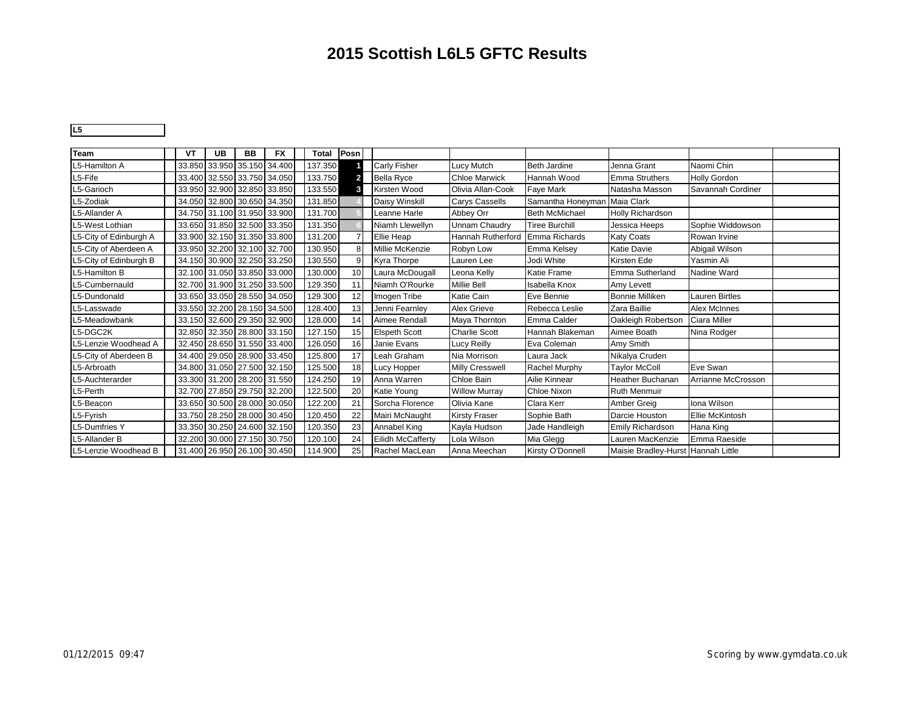# 2015 Scottish L6L5 GFTC Results

**L5**

| Team | VT | UB | BB | FX | Total | Posn | | | | | | |
|---|---|---|---|---|---|---|---|---|---|---|---|---|
| L5-Hamilton A | 33.850 | 33.950 | 35.150 | 34.400 | 137.350 | 1 | Carly Fisher | Lucy Mutch | Beth Jardine | Jenna Grant | Naomi Chin | |
| L5-Fife | 33.400 | 32.550 | 33.750 | 34.050 | 133.750 | 2 | Bella Ryce | Chloe Marwick | Hannah Wood | Emma Struthers | Holly Gordon | |
| L5-Garioch | 33.950 | 32.900 | 32.850 | 33.850 | 133.550 | 3 | Kirsten Wood | Olivia Allan-Cook | Faye Mark | Natasha Masson | Savannah Cordiner | |
| L5-Zodiak | 34.050 | 32.800 | 30.650 | 34.350 | 131.850 | 4 | Daisy Winskill | Carys Cassells | Samantha Honeyman | Maia Clark | | |
| L5-Allander A | 34.750 | 31.100 | 31.950 | 33.900 | 131.700 | 5 | Leanne Harle | Abbey Orr | Beth McMichael | Holly Richardson | | |
| L5-West Lothian | 33.650 | 31.850 | 32.500 | 33.350 | 131.350 | 6 | Niamh Llewellyn | Unnam Chaudry | Tiree Burchill | Jessica Heeps | Sophie Widdowson | |
| L5-City of Edinburgh A | 33.900 | 32.150 | 31.350 | 33.800 | 131.200 | 7 | Ellie Heap | Hannah Rutherford | Emma Richards | Katy Coats | Rowan Irvine | |
| L5-City of Aberdeen A | 33.950 | 32.200 | 32.100 | 32.700 | 130.950 | 8 | Millie McKenzie | Robyn Low | Emma Kelsey | Katie Davie | Abigail Wilson | |
| L5-City of Edinburgh B | 34.150 | 30.900 | 32.250 | 33.250 | 130.550 | 9 | Kyra Thorpe | Lauren Lee | Jodi White | Kirsten Ede | Yasmin Ali | |
| L5-Hamilton B | 32.100 | 31.050 | 33.850 | 33.000 | 130.000 | 10 | Laura McDougall | Leona Kelly | Katie Frame | Emma Sutherland | Nadine Ward | |
| L5-Cumbernauld | 32.700 | 31.900 | 31.250 | 33.500 | 129.350 | 11 | Niamh O'Rourke | Millie Bell | Isabella Knox | Amy Levett | | |
| L5-Dundonald | 33.650 | 33.050 | 28.550 | 34.050 | 129.300 | 12 | Imogen Tribe | Katie Cain | Eve Bennie | Bonnie Milliken | Lauren Birtles | |
| L5-Lasswade | 33.550 | 32.200 | 28.150 | 34.500 | 128.400 | 13 | Jenni Fearnley | Alex Grieve | Rebecca Leslie | Zara Baillie | Alex McInnes | |
| L5-Meadowbank | 33.150 | 32.600 | 29.350 | 32.900 | 128.000 | 14 | Aimee Rendall | Maya Thornton | Emma Calder | Oakleigh Robertson | Ciara Miller | |
| L5-DGC2K | 32.850 | 32.350 | 28.800 | 33.150 | 127.150 | 15 | Elspeth Scott | Charlie Scott | Hannah Blakeman | Aimee Boath | Nina Rodger | |
| L5-Lenzie Woodhead A | 32.450 | 28.650 | 31.550 | 33.400 | 126.050 | 16 | Janie Evans | Lucy Reilly | Eva Coleman | Amy Smith | | |
| L5-City of Aberdeen B | 34.400 | 29.050 | 28.900 | 33.450 | 125.800 | 17 | Leah Graham | Nia Morrison | Laura Jack | Nikalya Cruden | | |
| L5-Arbroath | 34.800 | 31.050 | 27.500 | 32.150 | 125.500 | 18 | Lucy Hopper | Milly Cresswell | Rachel Murphy | Taylor McColl | Eve Swan | |
| L5-Auchterarder | 33.300 | 31.200 | 28.200 | 31.550 | 124.250 | 19 | Anna Warren | Chloe Bain | Ailie Kinnear | Heather Buchanan | Arrianne McCrosson | |
| L5-Perth | 32.700 | 27.850 | 29.750 | 32.200 | 122.500 | 20 | Katie Young | Willow Murray | Chloe Nixon | Ruth Menmuir | | |
| L5-Beacon | 33.650 | 30.500 | 28.000 | 30.050 | 122.200 | 21 | Sorcha Florence | Olivia Kane | Clara Kerr | Amber Greig | Iona Wilson | |
| L5-Fyrish | 33.750 | 28.250 | 28.000 | 30.450 | 120.450 | 22 | Mairi McNaught | Kirsty Fraser | Sophie Bath | Darcie Houston | Ellie McKintosh | |
| L5-Dumfries Y | 33.350 | 30.250 | 24.600 | 32.150 | 120.350 | 23 | Annabel King | Kayla Hudson | Jade Handleigh | Emily Richardson | Hana King | |
| L5-Allander B | 32.200 | 30.000 | 27.150 | 30.750 | 120.100 | 24 | Eilidh McCafferty | Lola Wilson | Mia Glegg | Lauren MacKenzie | Emma Raeside | |
| L5-Lenzie Woodhead B | 31.400 | 26.950 | 26.100 | 30.450 | 114.900 | 25 | Rachel MacLean | Anna Meechan | Kirsty O'Donnell | Maisie Bradley-Hurst | Hannah Little | |

01/12/2015 09:47

Scoring by www.gymdata.co.uk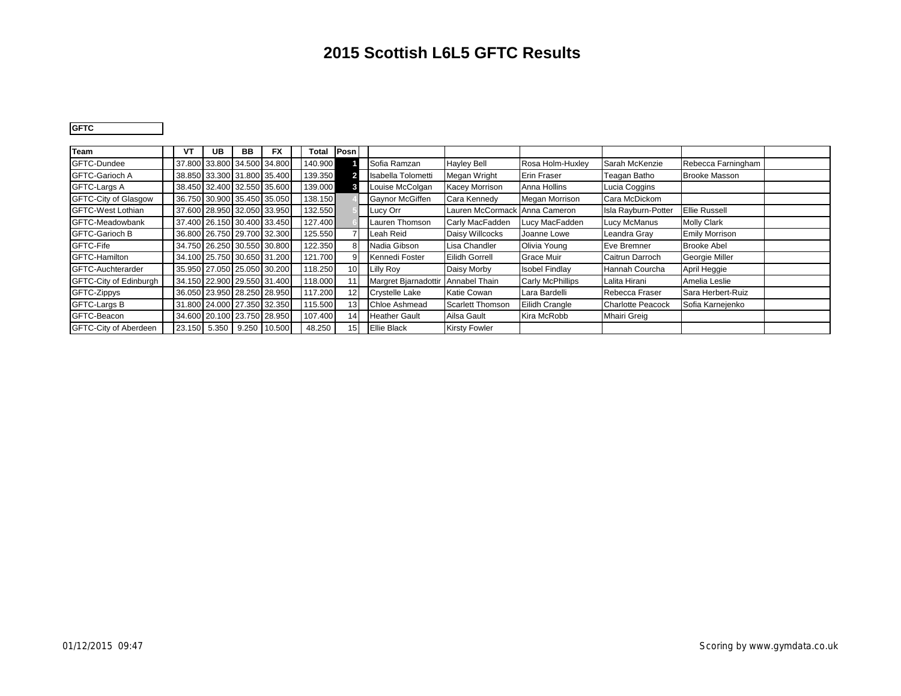# 2015 Scottish L6L5 GFTC Results

**GFTC**

| Team | VT | UB | BB | FX | Total | Posn | | | | | | |
|---|---|---|---|---|---|---|---|---|---|---|---|---|
| GFTC-Dundee | 37.800 | 33.800 | 34.500 | 34.800 | 140.900 | 1 | Sofia Ramzan | Hayley Bell | Rosa Holm-Huxley | Sarah McKenzie | Rebecca Farningham | |
| GFTC-Garioch A | 38.850 | 33.300 | 31.800 | 35.400 | 139.350 | 2 | Isabella Tolometti | Megan Wright | Erin Fraser | Teagan Batho | Brooke Masson | |
| GFTC-Largs A | 38.450 | 32.400 | 32.550 | 35.600 | 139.000 | 3 | Louise McColgan | Kacey Morrison | Anna Hollins | Lucia Coggins | | |
| GFTC-City of Glasgow | 36.750 | 30.900 | 35.450 | 35.050 | 138.150 | 4 | Gaynor McGiffen | Cara Kennedy | Megan Morrison | Cara McDickom | | |
| GFTC-West Lothian | 37.600 | 28.950 | 32.050 | 33.950 | 132.550 | 5 | Lucy Orr | Lauren McCormack | Anna Cameron | Isla Rayburn-Potter | Ellie Russell | |
| GFTC-Meadowbank | 37.400 | 26.150 | 30.400 | 33.450 | 127.400 | 6 | Lauren Thomson | Carly MacFadden | Lucy MacFadden | Lucy McManus | Molly Clark | |
| GFTC-Garioch B | 36.800 | 26.750 | 29.700 | 32.300 | 125.550 | 7 | Leah Reid | Daisy Willcocks | Joanne Lowe | Leandra Gray | Emily Morrison | |
| GFTC-Fife | 34.750 | 26.250 | 30.550 | 30.800 | 122.350 | 8 | Nadia Gibson | Lisa Chandler | Olivia Young | Eve Bremner | Brooke Abel | |
| GFTC-Hamilton | 34.100 | 25.750 | 30.650 | 31.200 | 121.700 | 9 | Kennedi Foster | Eilidh Gorrell | Grace Muir | Caitrun Darroch | Georgie Miller | |
| GFTC-Auchterarder | 35.950 | 27.050 | 25.050 | 30.200 | 118.250 | 10 | Lilly Roy | Daisy Morby | Isobel Findlay | Hannah Courcha | April Heggie | |
| GFTC-City of Edinburgh | 34.150 | 22.900 | 29.550 | 31.400 | 118.000 | 11 | Margret Bjarnadottir | Annabel Thain | Carly McPhillips | Lalita Hirani | Amelia Leslie | |
| GFTC-Zippys | 36.050 | 23.950 | 28.250 | 28.950 | 117.200 | 12 | Crystelle Lake | Katie Cowan | Lara Bardelli | Rebecca Fraser | Sara Herbert-Ruiz | |
| GFTC-Largs B | 31.800 | 24.000 | 27.350 | 32.350 | 115.500 | 13 | Chloe Ashmead | Scarlett Thomson | Eilidh Crangle | Charlotte Peacock | Sofia Karnejenko | |
| GFTC-Beacon | 34.600 | 20.100 | 23.750 | 28.950 | 107.400 | 14 | Heather Gault | Ailsa Gault | Kira McRobb | Mhairi Greig | | |
| GFTC-City of Aberdeen | 23.150 | 5.350 | 9.250 | 10.500 | 48.250 | 15 | Ellie Black | Kirsty Fowler | | | | |

01/12/2015 09:47

Scoring by www.gymdata.co.uk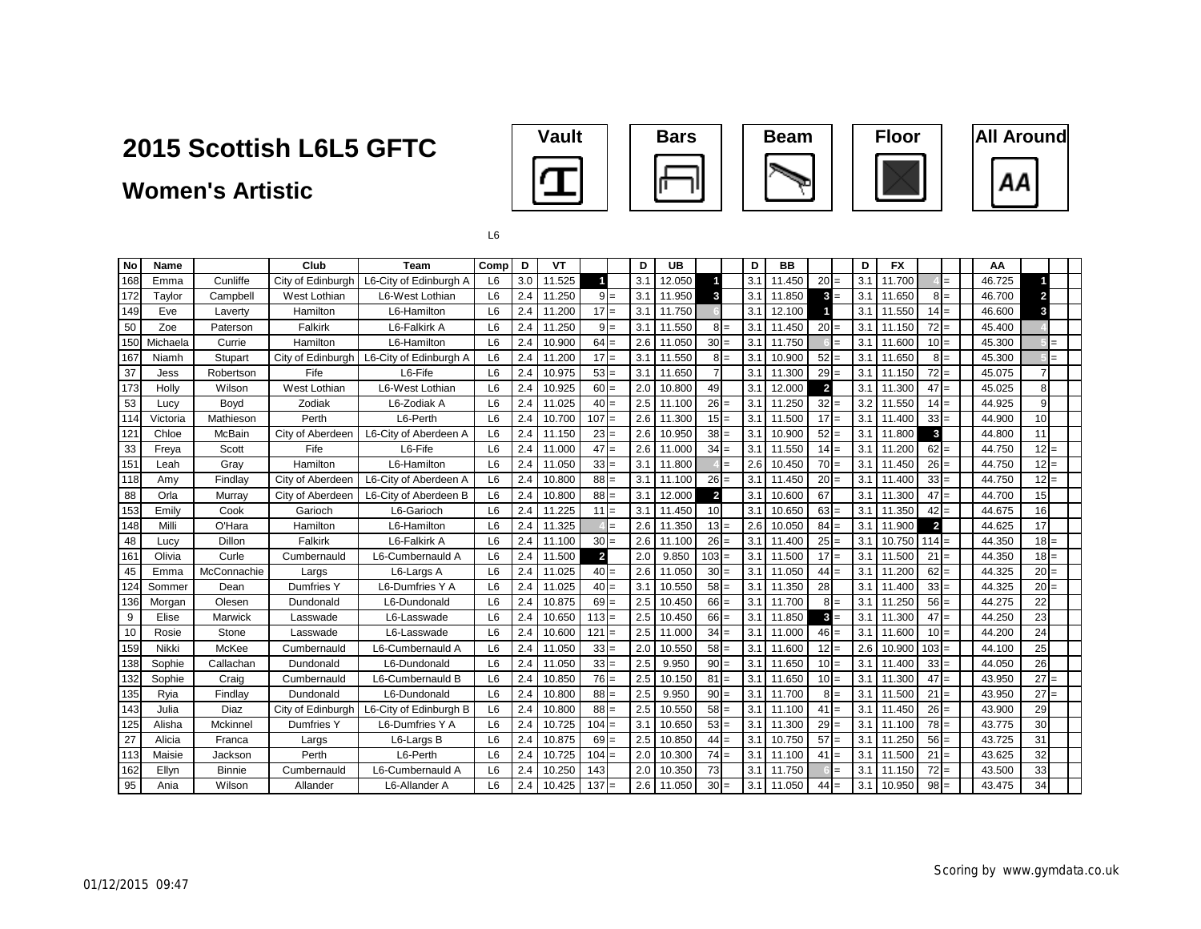# 2015 Scottish L6L5 GFTC

## Women's Artistic

Vault | Bars | Beam | Floor | All Around

L6

| No | Name | | Club | Team | Comp | D | VT | | | D | UB | | | D | BB | | | D | FX | | | AA | | |
|---|---|---|---|---|---|---|---|---|---|---|---|---|---|---|---|---|---|---|---|---|---|---|---|---|
| 168 | Emma | Cunliffe | City of Edinburgh | L6-City of Edinburgh A | L6 | 3.0 | 11.525 | 1 | | 3.1 | 12.050 | 1 | | 3.1 | 11.450 | 20 | = | 3.1 | 11.700 | 4 | = | 46.725 | 1 | |
| 172 | Taylor | Campbell | West Lothian | L6-West Lothian | L6 | 2.4 | 11.250 | 9 | = | 3.1 | 11.950 | 3 | | 3.1 | 11.850 | 3 | = | 3.1 | 11.650 | 8 | = | 46.700 | 2 | |
| 149 | Eve | Laverty | Hamilton | L6-Hamilton | L6 | 2.4 | 11.200 | 17 | = | 3.1 | 11.750 | 6 | | 3.1 | 12.100 | 1 | | 3.1 | 11.550 | 14 | = | 46.600 | 3 | |
| 50 | Zoe | Paterson | Falkirk | L6-Falkirk A | L6 | 2.4 | 11.250 | 9 | = | 3.1 | 11.550 | 8 | = | 3.1 | 11.450 | 20 | = | 3.1 | 11.150 | 72 | = | 45.400 | 4 | |
| 150 | Michaela | Currie | Hamilton | L6-Hamilton | L6 | 2.4 | 10.900 | 64 | = | 2.6 | 11.050 | 30 | = | 3.1 | 11.750 | 6 | = | 3.1 | 11.600 | 10 | = | 45.300 | 5 | = |
| 167 | Niamh | Stupart | City of Edinburgh | L6-City of Edinburgh A | L6 | 2.4 | 11.200 | 17 | = | 3.1 | 11.550 | 8 | = | 3.1 | 10.900 | 52 | = | 3.1 | 11.650 | 8 | = | 45.300 | 5 | = |
| 37 | Jess | Robertson | Fife | L6-Fife | L6 | 2.4 | 10.975 | 53 | = | 3.1 | 11.650 | 7 | | 3.1 | 11.300 | 29 | = | 3.1 | 11.150 | 72 | = | 45.075 | 7 | |
| 173 | Holly | Wilson | West Lothian | L6-West Lothian | L6 | 2.4 | 10.925 | 60 | = | 2.0 | 10.800 | 49 | | 3.1 | 12.000 | 2 | | 3.1 | 11.300 | 47 | = | 45.025 | 8 | |
| 53 | Lucy | Boyd | Zodiak | L6-Zodiak A | L6 | 2.4 | 11.025 | 40 | = | 2.5 | 11.100 | 26 | = | 3.1 | 11.250 | 32 | = | 3.2 | 11.550 | 14 | = | 44.925 | 9 | |
| 114 | Victoria | Mathieson | Perth | L6-Perth | L6 | 2.4 | 10.700 | 107 | = | 2.6 | 11.300 | 15 | = | 3.1 | 11.500 | 17 | = | 3.1 | 11.400 | 33 | = | 44.900 | 10 | |
| 121 | Chloe | McBain | City of Aberdeen | L6-City of Aberdeen A | L6 | 2.4 | 11.150 | 23 | = | 2.6 | 10.950 | 38 | = | 3.1 | 10.900 | 52 | = | 3.1 | 11.800 | 3 | | 44.800 | 11 | |
| 33 | Freya | Scott | Fife | L6-Fife | L6 | 2.4 | 11.000 | 47 | = | 2.6 | 11.000 | 34 | = | 3.1 | 11.550 | 14 | = | 3.1 | 11.200 | 62 | = | 44.750 | 12 | = |
| 151 | Leah | Gray | Hamilton | L6-Hamilton | L6 | 2.4 | 11.050 | 33 | = | 3.1 | 11.800 | 4 | = | 2.6 | 10.450 | 70 | = | 3.1 | 11.450 | 26 | = | 44.750 | 12 | = |
| 118 | Amy | Findlay | City of Aberdeen | L6-City of Aberdeen A | L6 | 2.4 | 10.800 | 88 | = | 3.1 | 11.100 | 26 | = | 3.1 | 11.450 | 20 | = | 3.1 | 11.400 | 33 | = | 44.750 | 12 | = |
| 88 | Orla | Murray | City of Aberdeen | L6-City of Aberdeen B | L6 | 2.4 | 10.800 | 88 | = | 3.1 | 12.000 | 2 | | 3.1 | 10.600 | 67 | | 3.1 | 11.300 | 47 | = | 44.700 | 15 | |
| 153 | Emily | Cook | Garioch | L6-Garioch | L6 | 2.4 | 11.225 | 11 | = | 3.1 | 11.450 | 10 | | 3.1 | 10.650 | 63 | = | 3.1 | 11.350 | 42 | = | 44.675 | 16 | |
| 148 | Milli | O'Hara | Hamilton | L6-Hamilton | L6 | 2.4 | 11.325 | 4 | = | 2.6 | 11.350 | 13 | = | 2.6 | 10.050 | 84 | = | 3.1 | 11.900 | 2 | | 44.625 | 17 | |
| 48 | Lucy | Dillon | Falkirk | L6-Falkirk A | L6 | 2.4 | 11.100 | 30 | = | 2.6 | 11.100 | 26 | = | 3.1 | 11.400 | 25 | = | 3.1 | 10.750 | 114 | = | 44.350 | 18 | = |
| 161 | Olivia | Curle | Cumbernauld | L6-Cumbernauld A | L6 | 2.4 | 11.500 | 2 | | 2.0 | 9.850 | 103 | = | 3.1 | 11.500 | 17 | = | 3.1 | 11.500 | 21 | = | 44.350 | 18 | = |
| 45 | Emma | McConnachie | Largs | L6-Largs A | L6 | 2.4 | 11.025 | 40 | = | 2.6 | 11.050 | 30 | = | 3.1 | 11.050 | 44 | = | 3.1 | 11.200 | 62 | = | 44.325 | 20 | = |
| 124 | Sommer | Dean | Dumfries Y | L6-Dumfries Y A | L6 | 2.4 | 11.025 | 40 | = | 3.1 | 10.550 | 58 | = | 3.1 | 11.350 | 28 | | 3.1 | 11.400 | 33 | = | 44.325 | 20 | = |
| 136 | Morgan | Olesen | Dundonald | L6-Dundonald | L6 | 2.4 | 10.875 | 69 | = | 2.5 | 10.450 | 66 | = | 3.1 | 11.700 | 8 | = | 3.1 | 11.250 | 56 | = | 44.275 | 22 | |
| 9 | Elise | Marwick | Lasswade | L6-Lasswade | L6 | 2.4 | 10.650 | 113 | = | 2.5 | 10.450 | 66 | = | 3.1 | 11.850 | 3 | = | 3.1 | 11.300 | 47 | = | 44.250 | 23 | |
| 10 | Rosie | Stone | Lasswade | L6-Lasswade | L6 | 2.4 | 10.600 | 121 | = | 2.5 | 11.000 | 34 | = | 3.1 | 11.000 | 46 | = | 3.1 | 11.600 | 10 | = | 44.200 | 24 | |
| 159 | Nikki | McKee | Cumbernauld | L6-Cumbernauld A | L6 | 2.4 | 11.050 | 33 | = | 2.0 | 10.550 | 58 | = | 3.1 | 11.600 | 12 | = | 2.6 | 10.900 | 103 | = | 44.100 | 25 | |
| 138 | Sophie | Callachan | Dundonald | L6-Dundonald | L6 | 2.4 | 11.050 | 33 | = | 2.5 | 9.950 | 90 | = | 3.1 | 11.650 | 10 | = | 3.1 | 11.400 | 33 | = | 44.050 | 26 | |
| 132 | Sophie | Craig | Cumbernauld | L6-Cumbernauld B | L6 | 2.4 | 10.850 | 76 | = | 2.5 | 10.150 | 81 | = | 3.1 | 11.650 | 10 | = | 3.1 | 11.300 | 47 | = | 43.950 | 27 | = |
| 135 | Ryia | Findlay | Dundonald | L6-Dundonald | L6 | 2.4 | 10.800 | 88 | = | 2.5 | 9.950 | 90 | = | 3.1 | 11.700 | 8 | = | 3.1 | 11.500 | 21 | = | 43.950 | 27 | = |
| 143 | Julia | Diaz | City of Edinburgh | L6-City of Edinburgh B | L6 | 2.4 | 10.800 | 88 | = | 2.5 | 10.550 | 58 | = | 3.1 | 11.100 | 41 | = | 3.1 | 11.450 | 26 | = | 43.900 | 29 | |
| 125 | Alisha | Mckinnel | Dumfries Y | L6-Dumfries Y A | L6 | 2.4 | 10.725 | 104 | = | 3.1 | 10.650 | 53 | = | 3.1 | 11.300 | 29 | = | 3.1 | 11.100 | 78 | = | 43.775 | 30 | |
| 27 | Alicia | Franca | Largs | L6-Largs B | L6 | 2.4 | 10.875 | 69 | = | 2.5 | 10.850 | 44 | = | 3.1 | 10.750 | 57 | = | 3.1 | 11.250 | 56 | = | 43.725 | 31 | |
| 113 | Maisie | Jackson | Perth | L6-Perth | L6 | 2.4 | 10.725 | 104 | = | 2.0 | 10.300 | 74 | = | 3.1 | 11.100 | 41 | = | 3.1 | 11.500 | 21 | = | 43.625 | 32 | |
| 162 | Ellyn | Binnie | Cumbernauld | L6-Cumbernauld A | L6 | 2.4 | 10.250 | 143 | | 2.0 | 10.350 | 73 | | 3.1 | 11.750 | 6 | = | 3.1 | 11.150 | 72 | = | 43.500 | 33 | |
| 95 | Ania | Wilson | Allander | L6-Allander A | L6 | 2.4 | 10.425 | 137 | = | 2.6 | 11.050 | 30 | = | 3.1 | 11.050 | 44 | = | 3.1 | 10.950 | 98 | = | 43.475 | 34 | |

Scoring by www.gymdata.co.uk

01/12/2015 09:47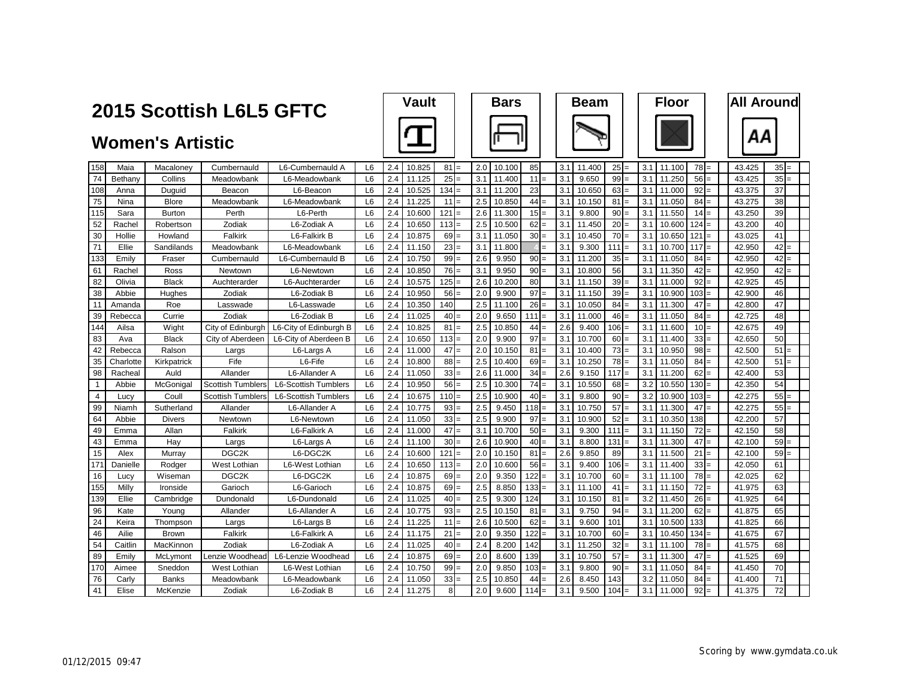# 2015 Scottish L6L5 GFTC

## Women's Artistic

| No. | First Name | Surname | Club | Team | Level | Vault D | Vault Score | Vault Rank | | Bars D | Bars Score | Bars Rank | | Beam D | Beam Score | Beam Rank | | Floor D | Floor Score | Floor Rank | | All Around | AA Rank | |
|---|---|---|---|---|---|---|---|---|---|---|---|---|---|---|---|---|---|---|---|---|---|---|---|---|
| 158 | Maia | Macaloney | Cumbernauld | L6-Cumbernauld A | L6 | 2.4 | 10.825 | 81 | = | 2.0 | 10.100 | 85 | | 3.1 | 11.400 | 25 | = | 3.1 | 11.100 | 78 | = | 43.425 | 35 | = |
| 74 | Bethany | Collins | Meadowbank | L6-Meadowbank | L6 | 2.4 | 11.125 | 25 | = | 3.1 | 11.400 | 11 | = | 3.1 | 9.650 | 99 | = | 3.1 | 11.250 | 56 | = | 43.425 | 35 | = |
| 108 | Anna | Duguid | Beacon | L6-Beacon | L6 | 2.4 | 10.525 | 134 | = | 3.1 | 11.200 | 23 | | 3.1 | 10.650 | 63 | = | 3.1 | 11.000 | 92 | = | 43.375 | 37 | |
| 75 | Nina | Blore | Meadowbank | L6-Meadowbank | L6 | 2.4 | 11.225 | 11 | = | 2.5 | 10.850 | 44 | = | 3.1 | 10.150 | 81 | = | 3.1 | 11.050 | 84 | = | 43.275 | 38 | |
| 115 | Sara | Burton | Perth | L6-Perth | L6 | 2.4 | 10.600 | 121 | = | 2.6 | 11.300 | 15 | = | 3.1 | 9.800 | 90 | = | 3.1 | 11.550 | 14 | = | 43.250 | 39 | |
| 52 | Rachel | Robertson | Zodiak | L6-Zodiak A | L6 | 2.4 | 10.650 | 113 | = | 2.5 | 10.500 | 62 | = | 3.1 | 11.450 | 20 | = | 3.1 | 10.600 | 124 | = | 43.200 | 40 | |
| 30 | Hollie | Howland | Falkirk | L6-Falkirk B | L6 | 2.4 | 10.875 | 69 | = | 3.1 | 11.050 | 30 | = | 3.1 | 10.450 | 70 | = | 3.1 | 10.650 | 121 | = | 43.025 | 41 | |
| 71 | Ellie | Sandilands | Meadowbank | L6-Meadowbank | L6 | 2.4 | 11.150 | 23 | = | 3.1 | 11.800 | 4 | = | 3.1 | 9.300 | 111 | = | 3.1 | 10.700 | 117 | = | 42.950 | 42 | = |
| 133 | Emily | Fraser | Cumbernauld | L6-Cumbernauld B | L6 | 2.4 | 10.750 | 99 | = | 2.6 | 9.950 | 90 | = | 3.1 | 11.200 | 35 | = | 3.1 | 11.050 | 84 | = | 42.950 | 42 | = |
| 61 | Rachel | Ross | Newtown | L6-Newtown | L6 | 2.4 | 10.850 | 76 | = | 3.1 | 9.950 | 90 | = | 3.1 | 10.800 | 56 | | 3.1 | 11.350 | 42 | = | 42.950 | 42 | = |
| 82 | Olivia | Black | Auchterarder | L6-Auchterarder | L6 | 2.4 | 10.575 | 125 | = | 2.6 | 10.200 | 80 | | 3.1 | 11.150 | 39 | = | 3.1 | 11.000 | 92 | = | 42.925 | 45 | |
| 38 | Abbie | Hughes | Zodiak | L6-Zodiak B | L6 | 2.4 | 10.950 | 56 | = | 2.0 | 9.900 | 97 | = | 3.1 | 11.150 | 39 | = | 3.1 | 10.900 | 103 | = | 42.900 | 46 | |
| 11 | Amanda | Roe | Lasswade | L6-Lasswade | L6 | 2.4 | 10.350 | 140 | | 2.5 | 11.100 | 26 | = | 3.1 | 10.050 | 84 | = | 3.1 | 11.300 | 47 | = | 42.800 | 47 | |
| 39 | Rebecca | Currie | Zodiak | L6-Zodiak B | L6 | 2.4 | 11.025 | 40 | = | 2.0 | 9.650 | 111 | = | 3.1 | 11.000 | 46 | = | 3.1 | 11.050 | 84 | = | 42.725 | 48 | |
| 144 | Ailsa | Wight | City of Edinburgh | L6-City of Edinburgh B | L6 | 2.4 | 10.825 | 81 | = | 2.5 | 10.850 | 44 | = | 2.6 | 9.400 | 106 | = | 3.1 | 11.600 | 10 | = | 42.675 | 49 | |
| 83 | Ava | Black | City of Aberdeen | L6-City of Aberdeen B | L6 | 2.4 | 10.650 | 113 | = | 2.0 | 9.900 | 97 | = | 3.1 | 10.700 | 60 | = | 3.1 | 11.400 | 33 | = | 42.650 | 50 | |
| 42 | Rebecca | Ralson | Largs | L6-Largs A | L6 | 2.4 | 11.000 | 47 | = | 2.0 | 10.150 | 81 | = | 3.1 | 10.400 | 73 | = | 3.1 | 10.950 | 98 | = | 42.500 | 51 | = |
| 35 | Charlotte | Kirkpatrick | Fife | L6-Fife | L6 | 2.4 | 10.800 | 88 | = | 2.5 | 10.400 | 69 | = | 3.1 | 10.250 | 78 | = | 3.1 | 11.050 | 84 | = | 42.500 | 51 | = |
| 98 | Racheal | Auld | Allander | L6-Allander A | L6 | 2.4 | 11.050 | 33 | = | 2.6 | 11.000 | 34 | = | 2.6 | 9.150 | 117 | = | 3.1 | 11.200 | 62 | = | 42.400 | 53 | |
| 1 | Abbie | McGonigal | Scottish Tumblers | L6-Scottish Tumblers | L6 | 2.4 | 10.950 | 56 | = | 2.5 | 10.300 | 74 | = | 3.1 | 10.550 | 68 | = | 3.2 | 10.550 | 130 | = | 42.350 | 54 | |
| 4 | Lucy | Coull | Scottish Tumblers | L6-Scottish Tumblers | L6 | 2.4 | 10.675 | 110 | = | 2.5 | 10.900 | 40 | = | 3.1 | 9.800 | 90 | = | 3.2 | 10.900 | 103 | = | 42.275 | 55 | = |
| 99 | Niamh | Sutherland | Allander | L6-Allander A | L6 | 2.4 | 10.775 | 93 | = | 2.5 | 9.450 | 118 | = | 3.1 | 10.750 | 57 | = | 3.1 | 11.300 | 47 | = | 42.275 | 55 | = |
| 64 | Abbie | Divers | Newtown | L6-Newtown | L6 | 2.4 | 11.050 | 33 | = | 2.5 | 9.900 | 97 | = | 3.1 | 10.900 | 52 | = | 3.1 | 10.350 | 138 | | 42.200 | 57 | |
| 49 | Emma | Allan | Falkirk | L6-Falkirk A | L6 | 2.4 | 11.000 | 47 | = | 3.1 | 10.700 | 50 | = | 3.1 | 9.300 | 111 | = | 3.1 | 11.150 | 72 | = | 42.150 | 58 | |
| 43 | Emma | Hay | Largs | L6-Largs A | L6 | 2.4 | 11.100 | 30 | = | 2.6 | 10.900 | 40 | = | 3.1 | 8.800 | 131 | = | 3.1 | 11.300 | 47 | = | 42.100 | 59 | = |
| 15 | Alex | Murray | DGC2K | L6-DGC2K | L6 | 2.4 | 10.600 | 121 | = | 2.0 | 10.150 | 81 | = | 2.6 | 9.850 | 89 | | 3.1 | 11.500 | 21 | = | 42.100 | 59 | = |
| 171 | Danielle | Rodger | West Lothian | L6-West Lothian | L6 | 2.4 | 10.650 | 113 | = | 2.0 | 10.600 | 56 | = | 3.1 | 9.400 | 106 | = | 3.1 | 11.400 | 33 | = | 42.050 | 61 | |
| 16 | Lucy | Wiseman | DGC2K | L6-DGC2K | L6 | 2.4 | 10.875 | 69 | = | 2.0 | 9.350 | 122 | = | 3.1 | 10.700 | 60 | = | 3.1 | 11.100 | 78 | = | 42.025 | 62 | |
| 155 | Milly | Ironside | Garioch | L6-Garioch | L6 | 2.4 | 10.875 | 69 | = | 2.5 | 8.850 | 133 | = | 3.1 | 11.100 | 41 | = | 3.1 | 11.150 | 72 | = | 41.975 | 63 | |
| 139 | Ellie | Cambridge | Dundonald | L6-Dundonald | L6 | 2.4 | 11.025 | 40 | = | 2.5 | 9.300 | 124 | | 3.1 | 10.150 | 81 | = | 3.2 | 11.450 | 26 | = | 41.925 | 64 | |
| 96 | Kate | Young | Allander | L6-Allander A | L6 | 2.4 | 10.775 | 93 | = | 2.5 | 10.150 | 81 | = | 3.1 | 9.750 | 94 | = | 3.1 | 11.200 | 62 | = | 41.875 | 65 | |
| 24 | Keira | Thompson | Largs | L6-Largs B | L6 | 2.4 | 11.225 | 11 | = | 2.6 | 10.500 | 62 | = | 3.1 | 9.600 | 101 | | 3.1 | 10.500 | 133 | | 41.825 | 66 | |
| 46 | Ailie | Brown | Falkirk | L6-Falkirk A | L6 | 2.4 | 11.175 | 21 | = | 2.0 | 9.350 | 122 | = | 3.1 | 10.700 | 60 | = | 3.1 | 10.450 | 134 | = | 41.675 | 67 | |
| 54 | Caitlin | MacKinnon | Zodiak | L6-Zodiak A | L6 | 2.4 | 11.025 | 40 | = | 2.4 | 8.200 | 142 | | 3.1 | 11.250 | 32 | = | 3.1 | 11.100 | 78 | = | 41.575 | 68 | |
| 89 | Emily | McLymont | Lenzie Woodhead | L6-Lenzie Woodhead | L6 | 2.4 | 10.875 | 69 | = | 2.0 | 8.600 | 139 | | 3.1 | 10.750 | 57 | = | 3.1 | 11.300 | 47 | = | 41.525 | 69 | |
| 170 | Aimee | Sneddon | West Lothian | L6-West Lothian | L6 | 2.4 | 10.750 | 99 | = | 2.0 | 9.850 | 103 | = | 3.1 | 9.800 | 90 | = | 3.1 | 11.050 | 84 | = | 41.450 | 70 | |
| 76 | Carly | Banks | Meadowbank | L6-Meadowbank | L6 | 2.4 | 11.050 | 33 | = | 2.5 | 10.850 | 44 | = | 2.6 | 8.450 | 143 | | 3.2 | 11.050 | 84 | = | 41.400 | 71 | |
| 41 | Elise | McKenzie | Zodiak | L6-Zodiak B | L6 | 2.4 | 11.275 | 8 | | 2.0 | 9.600 | 114 | = | 3.1 | 9.500 | 104 | = | 3.1 | 11.000 | 92 | = | 41.375 | 72 | |

01/12/2015 09:47

Scoring by www.gymdata.co.uk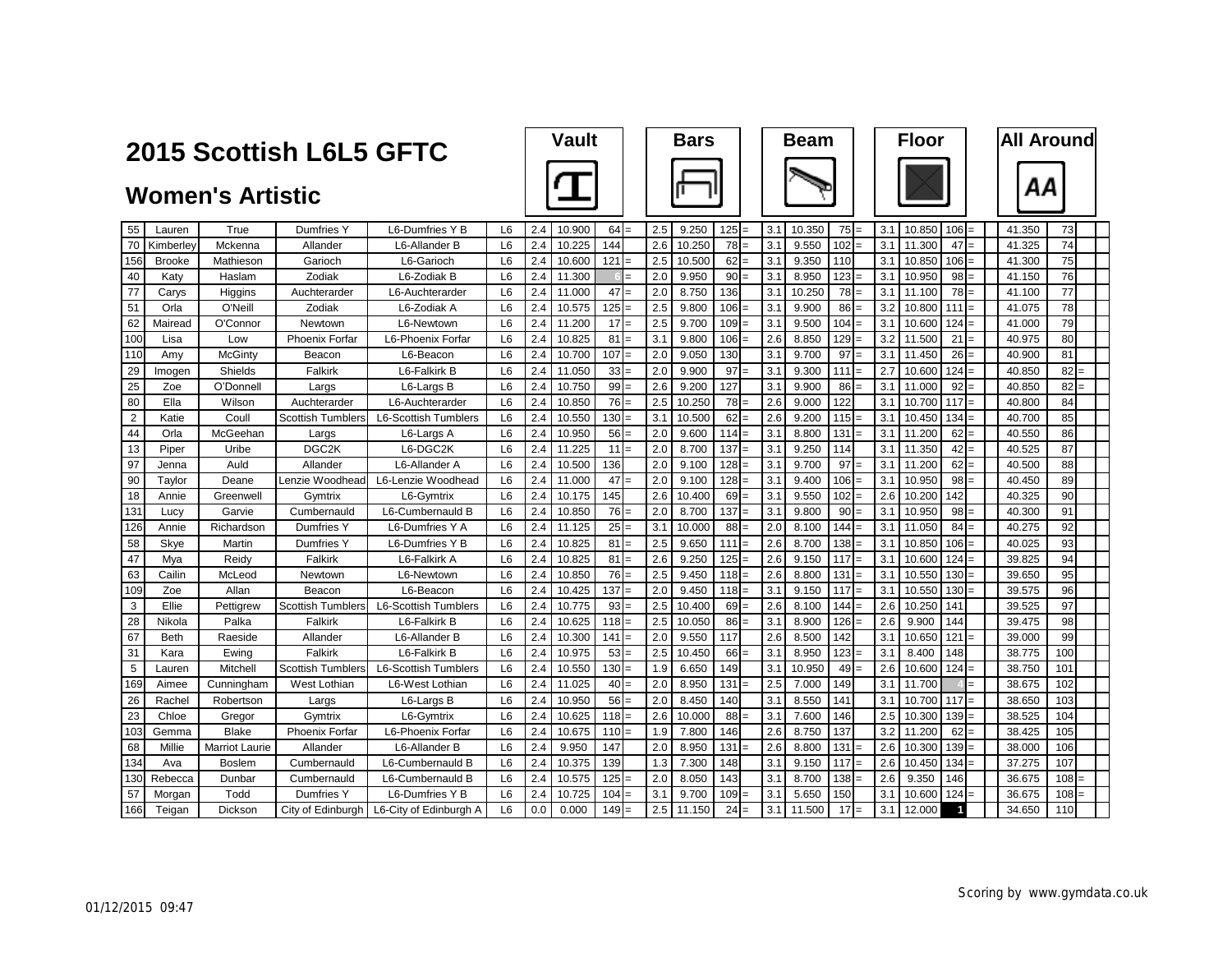# 2015 Scottish L6L5 GFTC

## Women's Artistic

| No. | First Name | Surname | Club | Team | Level | Vault D | Vault Score | Vault Rank | | Bars D | Bars Score | Bars Rank | | Beam D | Beam Score | Beam Rank | | Floor D | Floor Score | Floor Rank | | All Around | AA Rank | |
|---|---|---|---|---|---|---|---|---|---|---|---|---|---|---|---|---|---|---|---|---|---|---|---|---|
| 55 | Lauren | True | Dumfries Y | L6-Dumfries Y B | L6 | 2.4 | 10.900 | 64 | = | 2.5 | 9.250 | 125 | = | 3.1 | 10.350 | 75 | = | 3.1 | 10.850 | 106 | = | 41.350 | 73 | |
| 70 | Kimberley | Mckenna | Allander | L6-Allander B | L6 | 2.4 | 10.225 | 144 | | 2.6 | 10.250 | 78 | = | 3.1 | 9.550 | 102 | = | 3.1 | 11.300 | 47 | = | 41.325 | 74 | |
| 156 | Brooke | Mathieson | Garioch | L6-Garioch | L6 | 2.4 | 10.600 | 121 | = | 2.5 | 10.500 | 62 | = | 3.1 | 9.350 | 110 | | 3.1 | 10.850 | 106 | = | 41.300 | 75 | |
| 40 | Katy | Haslam | Zodiak | L6-Zodiak B | L6 | 2.4 | 11.300 | 6 | = | 2.0 | 9.950 | 90 | = | 3.1 | 8.950 | 123 | = | 3.1 | 10.950 | 98 | = | 41.150 | 76 | |
| 77 | Carys | Higgins | Auchterarder | L6-Auchterarder | L6 | 2.4 | 11.000 | 47 | = | 2.0 | 8.750 | 136 | | 3.1 | 10.250 | 78 | = | 3.1 | 11.100 | 78 | = | 41.100 | 77 | |
| 51 | Orla | O'Neill | Zodiak | L6-Zodiak A | L6 | 2.4 | 10.575 | 125 | = | 2.5 | 9.800 | 106 | = | 3.1 | 9.900 | 86 | = | 3.2 | 10.800 | 111 | = | 41.075 | 78 | |
| 62 | Mairead | O'Connor | Newtown | L6-Newtown | L6 | 2.4 | 11.200 | 17 | = | 2.5 | 9.700 | 109 | = | 3.1 | 9.500 | 104 | = | 3.1 | 10.600 | 124 | = | 41.000 | 79 | |
| 100 | Lisa | Low | Phoenix Forfar | L6-Phoenix Forfar | L6 | 2.4 | 10.825 | 81 | = | 3.1 | 9.800 | 106 | = | 2.6 | 8.850 | 129 | = | 3.2 | 11.500 | 21 | = | 40.975 | 80 | |
| 110 | Amy | McGinty | Beacon | L6-Beacon | L6 | 2.4 | 10.700 | 107 | = | 2.0 | 9.050 | 130 | | 3.1 | 9.700 | 97 | = | 3.1 | 11.450 | 26 | = | 40.900 | 81 | |
| 29 | Imogen | Shields | Falkirk | L6-Falkirk B | L6 | 2.4 | 11.050 | 33 | = | 2.0 | 9.900 | 97 | = | 3.1 | 9.300 | 111 | = | 2.7 | 10.600 | 124 | = | 40.850 | 82 | = |
| 25 | Zoe | O'Donnell | Largs | L6-Largs B | L6 | 2.4 | 10.750 | 99 | = | 2.6 | 9.200 | 127 | | 3.1 | 9.900 | 86 | = | 3.1 | 11.000 | 92 | = | 40.850 | 82 | = |
| 80 | Ella | Wilson | Auchterarder | L6-Auchterarder | L6 | 2.4 | 10.850 | 76 | = | 2.5 | 10.250 | 78 | = | 2.6 | 9.000 | 122 | | 3.1 | 10.700 | 117 | = | 40.800 | 84 | |
| 2 | Katie | Coull | Scottish Tumblers | L6-Scottish Tumblers | L6 | 2.4 | 10.550 | 130 | = | 3.1 | 10.500 | 62 | = | 2.6 | 9.200 | 115 | = | 3.1 | 10.450 | 134 | = | 40.700 | 85 | |
| 44 | Orla | McGeehan | Largs | L6-Largs A | L6 | 2.4 | 10.950 | 56 | = | 2.0 | 9.600 | 114 | = | 3.1 | 8.800 | 131 | = | 3.1 | 11.200 | 62 | = | 40.550 | 86 | |
| 13 | Piper | Uribe | DGC2K | L6-DGC2K | L6 | 2.4 | 11.225 | 11 | = | 2.0 | 8.700 | 137 | = | 3.1 | 9.250 | 114 | | 3.1 | 11.350 | 42 | = | 40.525 | 87 | |
| 97 | Jenna | Auld | Allander | L6-Allander A | L6 | 2.4 | 10.500 | 136 | | 2.0 | 9.100 | 128 | = | 3.1 | 9.700 | 97 | = | 3.1 | 11.200 | 62 | = | 40.500 | 88 | |
| 90 | Taylor | Deane | Lenzie Woodhead | L6-Lenzie Woodhead | L6 | 2.4 | 11.000 | 47 | = | 2.0 | 9.100 | 128 | = | 3.1 | 9.400 | 106 | = | 3.1 | 10.950 | 98 | = | 40.450 | 89 | |
| 18 | Annie | Greenwell | Gymtrix | L6-Gymtrix | L6 | 2.4 | 10.175 | 145 | | 2.6 | 10.400 | 69 | = | 3.1 | 9.550 | 102 | = | 2.6 | 10.200 | 142 | | 40.325 | 90 | |
| 131 | Lucy | Garvie | Cumbernauld | L6-Cumbernauld B | L6 | 2.4 | 10.850 | 76 | = | 2.0 | 8.700 | 137 | = | 3.1 | 9.800 | 90 | = | 3.1 | 10.950 | 98 | = | 40.300 | 91 | |
| 126 | Annie | Richardson | Dumfries Y | L6-Dumfries Y A | L6 | 2.4 | 11.125 | 25 | = | 3.1 | 10.000 | 88 | = | 2.0 | 8.100 | 144 | = | 3.1 | 11.050 | 84 | = | 40.275 | 92 | |
| 58 | Skye | Martin | Dumfries Y | L6-Dumfries Y B | L6 | 2.4 | 10.825 | 81 | = | 2.5 | 9.650 | 111 | = | 2.6 | 8.700 | 138 | = | 3.1 | 10.850 | 106 | = | 40.025 | 93 | |
| 47 | Mya | Reidy | Falkirk | L6-Falkirk A | L6 | 2.4 | 10.825 | 81 | = | 2.6 | 9.250 | 125 | = | 2.6 | 9.150 | 117 | = | 3.1 | 10.600 | 124 | = | 39.825 | 94 | |
| 63 | Cailin | McLeod | Newtown | L6-Newtown | L6 | 2.4 | 10.850 | 76 | = | 2.5 | 9.450 | 118 | = | 2.6 | 8.800 | 131 | = | 3.1 | 10.550 | 130 | = | 39.650 | 95 | |
| 109 | Zoe | Allan | Beacon | L6-Beacon | L6 | 2.4 | 10.425 | 137 | = | 2.0 | 9.450 | 118 | = | 3.1 | 9.150 | 117 | = | 3.1 | 10.550 | 130 | = | 39.575 | 96 | |
| 3 | Ellie | Pettigrew | Scottish Tumblers | L6-Scottish Tumblers | L6 | 2.4 | 10.775 | 93 | = | 2.5 | 10.400 | 69 | = | 2.6 | 8.100 | 144 | = | 2.6 | 10.250 | 141 | | 39.525 | 97 | |
| 28 | Nikola | Palka | Falkirk | L6-Falkirk B | L6 | 2.4 | 10.625 | 118 | = | 2.5 | 10.050 | 86 | = | 3.1 | 8.900 | 126 | = | 2.6 | 9.900 | 144 | | 39.475 | 98 | |
| 67 | Beth | Raeside | Allander | L6-Allander B | L6 | 2.4 | 10.300 | 141 | = | 2.0 | 9.550 | 117 | | 2.6 | 8.500 | 142 | | 3.1 | 10.650 | 121 | = | 39.000 | 99 | |
| 31 | Kara | Ewing | Falkirk | L6-Falkirk B | L6 | 2.4 | 10.975 | 53 | = | 2.5 | 10.450 | 66 | = | 3.1 | 8.950 | 123 | = | 3.1 | 8.400 | 148 | | 38.775 | 100 | |
| 5 | Lauren | Mitchell | Scottish Tumblers | L6-Scottish Tumblers | L6 | 2.4 | 10.550 | 130 | = | 1.9 | 6.650 | 149 | | 3.1 | 10.950 | 49 | = | 2.6 | 10.600 | 124 | = | 38.750 | 101 | |
| 169 | Aimee | Cunningham | West Lothian | L6-West Lothian | L6 | 2.4 | 11.025 | 40 | = | 2.0 | 8.950 | 131 | = | 2.5 | 7.000 | 149 | | 3.1 | 11.700 | 4 | = | 38.675 | 102 | |
| 26 | Rachel | Robertson | Largs | L6-Largs B | L6 | 2.4 | 10.950 | 56 | = | 2.0 | 8.450 | 140 | | 3.1 | 8.550 | 141 | | 3.1 | 10.700 | 117 | = | 38.650 | 103 | |
| 23 | Chloe | Gregor | Gymtrix | L6-Gymtrix | L6 | 2.4 | 10.625 | 118 | = | 2.6 | 10.000 | 88 | = | 3.1 | 7.600 | 146 | | 2.5 | 10.300 | 139 | = | 38.525 | 104 | |
| 103 | Gemma | Blake | Phoenix Forfar | L6-Phoenix Forfar | L6 | 2.4 | 10.675 | 110 | = | 1.9 | 7.800 | 146 | | 2.6 | 8.750 | 137 | | 3.2 | 11.200 | 62 | = | 38.425 | 105 | |
| 68 | Millie | Marriot Laurie | Allander | L6-Allander B | L6 | 2.4 | 9.950 | 147 | | 2.0 | 8.950 | 131 | = | 2.6 | 8.800 | 131 | = | 2.6 | 10.300 | 139 | = | 38.000 | 106 | |
| 134 | Ava | Boslem | Cumbernauld | L6-Cumbernauld B | L6 | 2.4 | 10.375 | 139 | | 1.3 | 7.300 | 148 | | 3.1 | 9.150 | 117 | = | 2.6 | 10.450 | 134 | = | 37.275 | 107 | |
| 130 | Rebecca | Dunbar | Cumbernauld | L6-Cumbernauld B | L6 | 2.4 | 10.575 | 125 | = | 2.0 | 8.050 | 143 | | 3.1 | 8.700 | 138 | = | 2.6 | 9.350 | 146 | | 36.675 | 108 | = |
| 57 | Morgan | Todd | Dumfries Y | L6-Dumfries Y B | L6 | 2.4 | 10.725 | 104 | = | 3.1 | 9.700 | 109 | = | 3.1 | 5.650 | 150 | | 3.1 | 10.600 | 124 | = | 36.675 | 108 | = |
| 166 | Teigan | Dickson | City of Edinburgh | L6-City of Edinburgh A | L6 | 0.0 | 0.000 | 149 | = | 2.5 | 11.150 | 24 | = | 3.1 | 11.500 | 17 | = | 3.1 | 12.000 | 1 | | 34.650 | 110 | |

01/12/2015 09:47

Scoring by www.gymdata.co.uk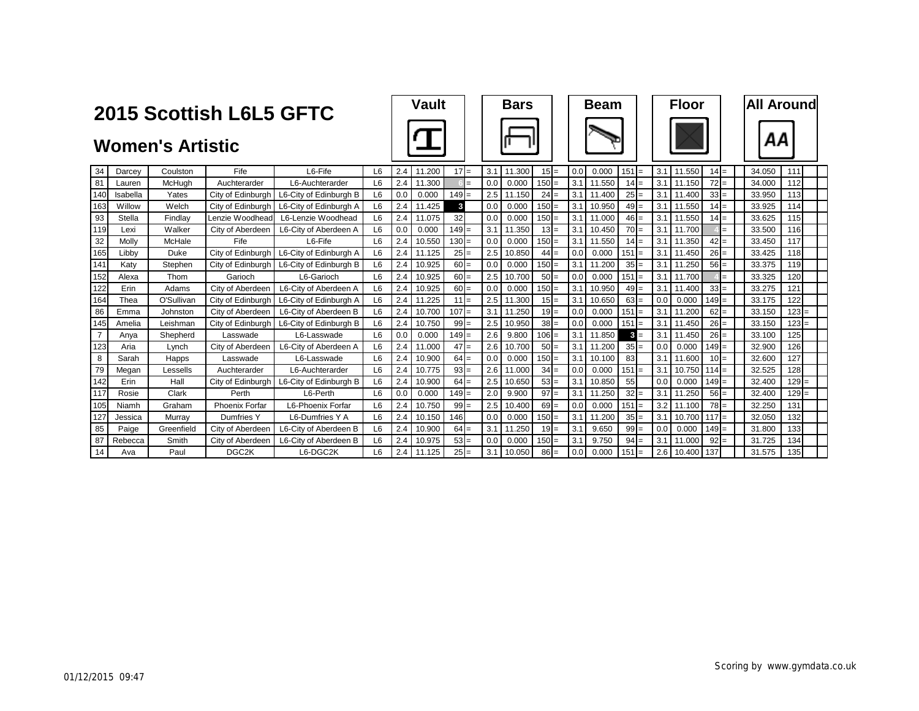# 2015 Scottish L6L5 GFTC

## Women's Artistic

| No. | First Name | Surname | Club | Team | Level | Vault D | Vault Score | Vault Rank | | Bars D | Bars Score | Bars Rank | | Beam D | Beam Score | Beam Rank | | Floor D | Floor Score | Floor Rank | | All Around | AA Rank | |
|---|---|---|---|---|---|---|---|---|---|---|---|---|---|---|---|---|---|---|---|---|---|---|---|---|
| 34 | Darcey | Coulston | Fife | L6-Fife | L6 | 2.4 | 11.200 | 17 | = | 3.1 | 11.300 | 15 | = | 0.0 | 0.000 | 151 | = | 3.1 | 11.550 | 14 | = | 34.050 | 111 | |
| 81 | Lauren | McHugh | Auchterarder | L6-Auchterarder | L6 | 2.4 | 11.300 | 6 | = | 0.0 | 0.000 | 150 | = | 3.1 | 11.550 | 14 | = | 3.1 | 11.150 | 72 | = | 34.000 | 112 | |
| 140 | Isabella | Yates | City of Edinburgh | L6-City of Edinburgh B | L6 | 0.0 | 0.000 | 149 | = | 2.5 | 11.150 | 24 | = | 3.1 | 11.400 | 25 | = | 3.1 | 11.400 | 33 | = | 33.950 | 113 | |
| 163 | Willow | Welch | City of Edinburgh | L6-City of Edinburgh A | L6 | 2.4 | 11.425 | 3 | | 0.0 | 0.000 | 150 | = | 3.1 | 10.950 | 49 | = | 3.1 | 11.550 | 14 | = | 33.925 | 114 | |
| 93 | Stella | Findlay | Lenzie Woodhead | L6-Lenzie Woodhead | L6 | 2.4 | 11.075 | 32 | | 0.0 | 0.000 | 150 | = | 3.1 | 11.000 | 46 | = | 3.1 | 11.550 | 14 | = | 33.625 | 115 | |
| 119 | Lexi | Walker | City of Aberdeen | L6-City of Aberdeen A | L6 | 0.0 | 0.000 | 149 | = | 3.1 | 11.350 | 13 | = | 3.1 | 10.450 | 70 | = | 3.1 | 11.700 | 4 | = | 33.500 | 116 | |
| 32 | Molly | McHale | Fife | L6-Fife | L6 | 2.4 | 10.550 | 130 | = | 0.0 | 0.000 | 150 | = | 3.1 | 11.550 | 14 | = | 3.1 | 11.350 | 42 | = | 33.450 | 117 | |
| 165 | Libby | Duke | City of Edinburgh | L6-City of Edinburgh A | L6 | 2.4 | 11.125 | 25 | = | 2.5 | 10.850 | 44 | = | 0.0 | 0.000 | 151 | = | 3.1 | 11.450 | 26 | = | 33.425 | 118 | |
| 141 | Katy | Stephen | City of Edinburgh | L6-City of Edinburgh B | L6 | 2.4 | 10.925 | 60 | = | 0.0 | 0.000 | 150 | = | 3.1 | 11.200 | 35 | = | 3.1 | 11.250 | 56 | = | 33.375 | 119 | |
| 152 | Alexa | Thom | Garioch | L6-Garioch | L6 | 2.4 | 10.925 | 60 | = | 2.5 | 10.700 | 50 | = | 0.0 | 0.000 | 151 | = | 3.1 | 11.700 | 4 | = | 33.325 | 120 | |
| 122 | Erin | Adams | City of Aberdeen | L6-City of Aberdeen A | L6 | 2.4 | 10.925 | 60 | = | 0.0 | 0.000 | 150 | = | 3.1 | 10.950 | 49 | = | 3.1 | 11.400 | 33 | = | 33.275 | 121 | |
| 164 | Thea | O'Sullivan | City of Edinburgh | L6-City of Edinburgh A | L6 | 2.4 | 11.225 | 11 | = | 2.5 | 11.300 | 15 | = | 3.1 | 10.650 | 63 | = | 0.0 | 0.000 | 149 | = | 33.175 | 122 | |
| 86 | Emma | Johnston | City of Aberdeen | L6-City of Aberdeen B | L6 | 2.4 | 10.700 | 107 | = | 3.1 | 11.250 | 19 | = | 0.0 | 0.000 | 151 | = | 3.1 | 11.200 | 62 | = | 33.150 | 123 | = |
| 145 | Amelia | Leishman | City of Edinburgh | L6-City of Edinburgh B | L6 | 2.4 | 10.750 | 99 | = | 2.5 | 10.950 | 38 | = | 0.0 | 0.000 | 151 | = | 3.1 | 11.450 | 26 | = | 33.150 | 123 | = |
| 7 | Anya | Shepherd | Lasswade | L6-Lasswade | L6 | 0.0 | 0.000 | 149 | = | 2.6 | 9.800 | 106 | = | 3.1 | 11.850 | 3 | = | 3.1 | 11.450 | 26 | = | 33.100 | 125 | |
| 123 | Aria | Lynch | City of Aberdeen | L6-City of Aberdeen A | L6 | 2.4 | 11.000 | 47 | = | 2.6 | 10.700 | 50 | = | 3.1 | 11.200 | 35 | = | 0.0 | 0.000 | 149 | = | 32.900 | 126 | |
| 8 | Sarah | Happs | Lasswade | L6-Lasswade | L6 | 2.4 | 10.900 | 64 | = | 0.0 | 0.000 | 150 | = | 3.1 | 10.100 | 83 | | 3.1 | 11.600 | 10 | = | 32.600 | 127 | |
| 79 | Megan | Lessells | Auchterarder | L6-Auchterarder | L6 | 2.4 | 10.775 | 93 | = | 2.6 | 11.000 | 34 | = | 0.0 | 0.000 | 151 | = | 3.1 | 10.750 | 114 | = | 32.525 | 128 | |
| 142 | Erin | Hall | City of Edinburgh | L6-City of Edinburgh B | L6 | 2.4 | 10.900 | 64 | = | 2.5 | 10.650 | 53 | = | 3.1 | 10.850 | 55 | | 0.0 | 0.000 | 149 | = | 32.400 | 129 | = |
| 117 | Rosie | Clark | Perth | L6-Perth | L6 | 0.0 | 0.000 | 149 | = | 2.0 | 9.900 | 97 | = | 3.1 | 11.250 | 32 | = | 3.1 | 11.250 | 56 | = | 32.400 | 129 | = |
| 105 | Niamh | Graham | Phoenix Forfar | L6-Phoenix Forfar | L6 | 2.4 | 10.750 | 99 | = | 2.5 | 10.400 | 69 | = | 0.0 | 0.000 | 151 | = | 3.2 | 11.100 | 78 | = | 32.250 | 131 | |
| 127 | Jessica | Murray | Dumfries Y | L6-Dumfries Y A | L6 | 2.4 | 10.150 | 146 | | 0.0 | 0.000 | 150 | = | 3.1 | 11.200 | 35 | = | 3.1 | 10.700 | 117 | = | 32.050 | 132 | |
| 85 | Paige | Greenfield | City of Aberdeen | L6-City of Aberdeen B | L6 | 2.4 | 10.900 | 64 | = | 3.1 | 11.250 | 19 | = | 3.1 | 9.650 | 99 | = | 0.0 | 0.000 | 149 | = | 31.800 | 133 | |
| 87 | Rebecca | Smith | City of Aberdeen | L6-City of Aberdeen B | L6 | 2.4 | 10.975 | 53 | = | 0.0 | 0.000 | 150 | = | 3.1 | 9.750 | 94 | = | 3.1 | 11.000 | 92 | = | 31.725 | 134 | |
| 14 | Ava | Paul | DGC2K | L6-DGC2K | L6 | 2.4 | 11.125 | 25 | = | 3.1 | 10.050 | 86 | = | 0.0 | 0.000 | 151 | = | 2.6 | 10.400 | 137 | | 31.575 | 135 | |

01/12/2015 09:47

Scoring by www.gymdata.co.uk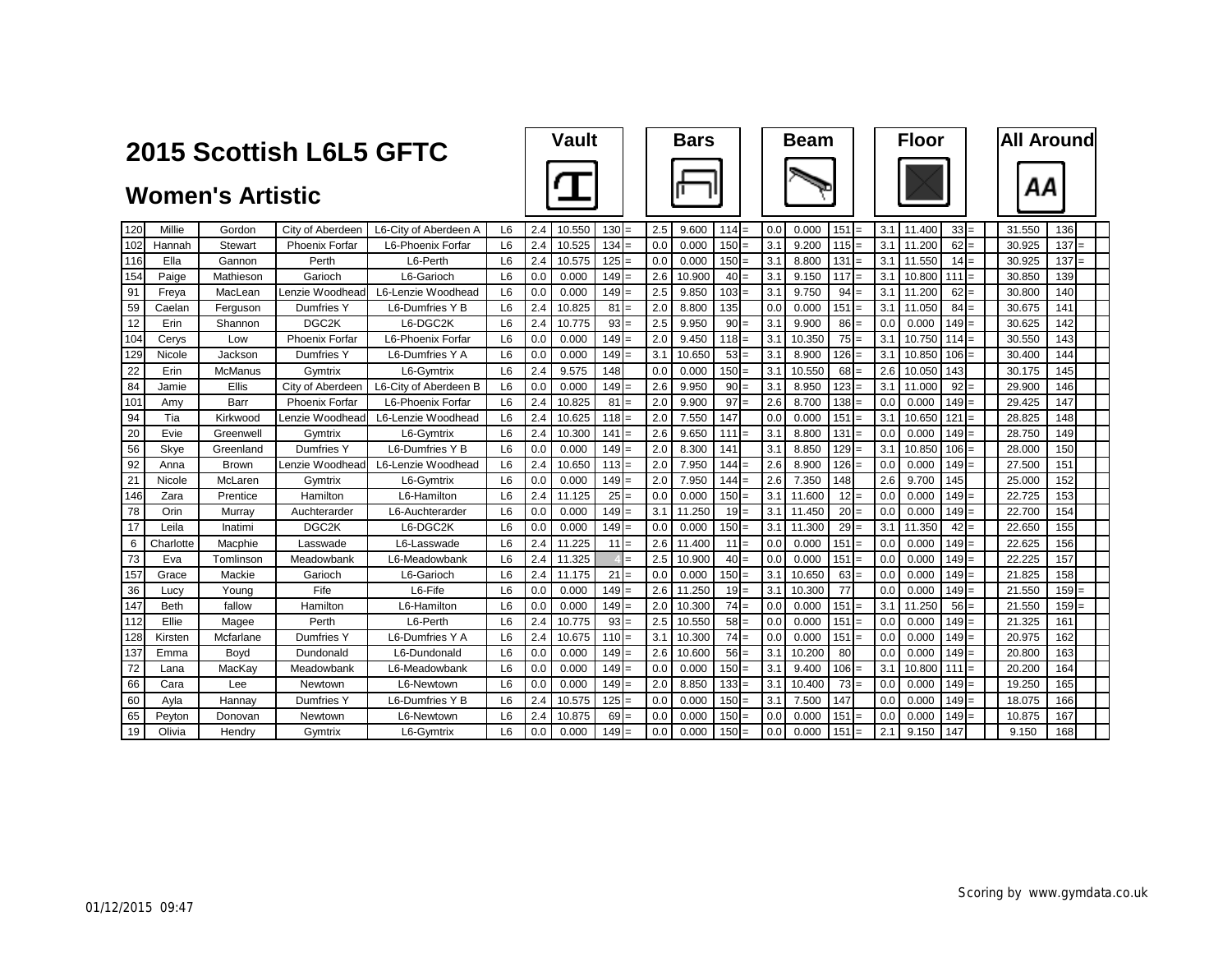# 2015 Scottish L6L5 GFTC

## Women's Artistic

| No | First Name | Surname | Club | Team | Level | Vault D | Vault Score | Vault Rank | | Bars D | Bars Score | Bars Rank | | Beam D | Beam Score | Beam Rank | | Floor D | Floor Score | Floor Rank | | All Around | AA Rank | |
|---|---|---|---|---|---|---|---|---|---|---|---|---|---|---|---|---|---|---|---|---|---|---|---|---|
| 120 | Millie | Gordon | City of Aberdeen | L6-City of Aberdeen A | L6 | 2.4 | 10.550 | 130 | = | 2.5 | 9.600 | 114 | = | 0.0 | 0.000 | 151 | = | 3.1 | 11.400 | 33 | = | 31.550 | 136 | |
| 102 | Hannah | Stewart | Phoenix Forfar | L6-Phoenix Forfar | L6 | 2.4 | 10.525 | 134 | = | 0.0 | 0.000 | 150 | = | 3.1 | 9.200 | 115 | = | 3.1 | 11.200 | 62 | = | 30.925 | 137 | = |
| 116 | Ella | Gannon | Perth | L6-Perth | L6 | 2.4 | 10.575 | 125 | = | 0.0 | 0.000 | 150 | = | 3.1 | 8.800 | 131 | = | 3.1 | 11.550 | 14 | = | 30.925 | 137 | = |
| 154 | Paige | Mathieson | Garioch | L6-Garioch | L6 | 0.0 | 0.000 | 149 | = | 2.6 | 10.900 | 40 | = | 3.1 | 9.150 | 117 | = | 3.1 | 10.800 | 111 | = | 30.850 | 139 | |
| 91 | Freya | MacLean | Lenzie Woodhead | L6-Lenzie Woodhead | L6 | 0.0 | 0.000 | 149 | = | 2.5 | 9.850 | 103 | = | 3.1 | 9.750 | 94 | = | 3.1 | 11.200 | 62 | = | 30.800 | 140 | |
| 59 | Caelan | Ferguson | Dumfries Y | L6-Dumfries Y B | L6 | 2.4 | 10.825 | 81 | = | 2.0 | 8.800 | 135 | | 0.0 | 0.000 | 151 | = | 3.1 | 11.050 | 84 | = | 30.675 | 141 | |
| 12 | Erin | Shannon | DGC2K | L6-DGC2K | L6 | 2.4 | 10.775 | 93 | = | 2.5 | 9.950 | 90 | = | 3.1 | 9.900 | 86 | = | 0.0 | 0.000 | 149 | = | 30.625 | 142 | |
| 104 | Cerys | Low | Phoenix Forfar | L6-Phoenix Forfar | L6 | 0.0 | 0.000 | 149 | = | 2.0 | 9.450 | 118 | = | 3.1 | 10.350 | 75 | = | 3.1 | 10.750 | 114 | = | 30.550 | 143 | |
| 129 | Nicole | Jackson | Dumfries Y | L6-Dumfries Y A | L6 | 0.0 | 0.000 | 149 | = | 3.1 | 10.650 | 53 | = | 3.1 | 8.900 | 126 | = | 3.1 | 10.850 | 106 | = | 30.400 | 144 | |
| 22 | Erin | McManus | Gymtrix | L6-Gymtrix | L6 | 2.4 | 9.575 | 148 | | 0.0 | 0.000 | 150 | = | 3.1 | 10.550 | 68 | = | 2.6 | 10.050 | 143 | | 30.175 | 145 | |
| 84 | Jamie | Ellis | City of Aberdeen | L6-City of Aberdeen B | L6 | 0.0 | 0.000 | 149 | = | 2.6 | 9.950 | 90 | = | 3.1 | 8.950 | 123 | = | 3.1 | 11.000 | 92 | = | 29.900 | 146 | |
| 101 | Amy | Barr | Phoenix Forfar | L6-Phoenix Forfar | L6 | 2.4 | 10.825 | 81 | = | 2.0 | 9.900 | 97 | = | 2.6 | 8.700 | 138 | = | 0.0 | 0.000 | 149 | = | 29.425 | 147 | |
| 94 | Tia | Kirkwood | Lenzie Woodhead | L6-Lenzie Woodhead | L6 | 2.4 | 10.625 | 118 | = | 2.0 | 7.550 | 147 | | 0.0 | 0.000 | 151 | = | 3.1 | 10.650 | 121 | = | 28.825 | 148 | |
| 20 | Evie | Greenwell | Gymtrix | L6-Gymtrix | L6 | 2.4 | 10.300 | 141 | = | 2.6 | 9.650 | 111 | = | 3.1 | 8.800 | 131 | = | 0.0 | 0.000 | 149 | = | 28.750 | 149 | |
| 56 | Skye | Greenland | Dumfries Y | L6-Dumfries Y B | L6 | 0.0 | 0.000 | 149 | = | 2.0 | 8.300 | 141 | | 3.1 | 8.850 | 129 | = | 3.1 | 10.850 | 106 | = | 28.000 | 150 | |
| 92 | Anna | Brown | Lenzie Woodhead | L6-Lenzie Woodhead | L6 | 2.4 | 10.650 | 113 | = | 2.0 | 7.950 | 144 | = | 2.6 | 8.900 | 126 | = | 0.0 | 0.000 | 149 | = | 27.500 | 151 | |
| 21 | Nicole | McLaren | Gymtrix | L6-Gymtrix | L6 | 0.0 | 0.000 | 149 | = | 2.0 | 7.950 | 144 | = | 2.6 | 7.350 | 148 | | 2.6 | 9.700 | 145 | | 25.000 | 152 | |
| 146 | Zara | Prentice | Hamilton | L6-Hamilton | L6 | 2.4 | 11.125 | 25 | = | 0.0 | 0.000 | 150 | = | 3.1 | 11.600 | 12 | = | 0.0 | 0.000 | 149 | = | 22.725 | 153 | |
| 78 | Orin | Murray | Auchterarder | L6-Auchterarder | L6 | 0.0 | 0.000 | 149 | = | 3.1 | 11.250 | 19 | = | 3.1 | 11.450 | 20 | = | 0.0 | 0.000 | 149 | = | 22.700 | 154 | |
| 17 | Leila | Inatimi | DGC2K | L6-DGC2K | L6 | 0.0 | 0.000 | 149 | = | 0.0 | 0.000 | 150 | = | 3.1 | 11.300 | 29 | = | 3.1 | 11.350 | 42 | = | 22.650 | 155 | |
| 6 | Charlotte | Macphie | Lasswade | L6-Lasswade | L6 | 2.4 | 11.225 | 11 | = | 2.6 | 11.400 | 11 | = | 0.0 | 0.000 | 151 | = | 0.0 | 0.000 | 149 | = | 22.625 | 156 | |
| 73 | Eva | Tomlinson | Meadowbank | L6-Meadowbank | L6 | 2.4 | 11.325 | 4 | = | 2.5 | 10.900 | 40 | = | 0.0 | 0.000 | 151 | = | 0.0 | 0.000 | 149 | = | 22.225 | 157 | |
| 157 | Grace | Mackie | Garioch | L6-Garioch | L6 | 2.4 | 11.175 | 21 | = | 0.0 | 0.000 | 150 | = | 3.1 | 10.650 | 63 | = | 0.0 | 0.000 | 149 | = | 21.825 | 158 | |
| 36 | Lucy | Young | Fife | L6-Fife | L6 | 0.0 | 0.000 | 149 | = | 2.6 | 11.250 | 19 | = | 3.1 | 10.300 | 77 | | 0.0 | 0.000 | 149 | = | 21.550 | 159 | = |
| 147 | Beth | fallow | Hamilton | L6-Hamilton | L6 | 0.0 | 0.000 | 149 | = | 2.0 | 10.300 | 74 | = | 0.0 | 0.000 | 151 | = | 3.1 | 11.250 | 56 | = | 21.550 | 159 | = |
| 112 | Ellie | Magee | Perth | L6-Perth | L6 | 2.4 | 10.775 | 93 | = | 2.5 | 10.550 | 58 | = | 0.0 | 0.000 | 151 | = | 0.0 | 0.000 | 149 | = | 21.325 | 161 | |
| 128 | Kirsten | Mcfarlane | Dumfries Y | L6-Dumfries Y A | L6 | 2.4 | 10.675 | 110 | = | 3.1 | 10.300 | 74 | = | 0.0 | 0.000 | 151 | = | 0.0 | 0.000 | 149 | = | 20.975 | 162 | |
| 137 | Emma | Boyd | Dundonald | L6-Dundonald | L6 | 0.0 | 0.000 | 149 | = | 2.6 | 10.600 | 56 | = | 3.1 | 10.200 | 80 | | 0.0 | 0.000 | 149 | = | 20.800 | 163 | |
| 72 | Lana | MacKay | Meadowbank | L6-Meadowbank | L6 | 0.0 | 0.000 | 149 | = | 0.0 | 0.000 | 150 | = | 3.1 | 9.400 | 106 | = | 3.1 | 10.800 | 111 | = | 20.200 | 164 | |
| 66 | Cara | Lee | Newtown | L6-Newtown | L6 | 0.0 | 0.000 | 149 | = | 2.0 | 8.850 | 133 | = | 3.1 | 10.400 | 73 | = | 0.0 | 0.000 | 149 | = | 19.250 | 165 | |
| 60 | Ayla | Hannay | Dumfries Y | L6-Dumfries Y B | L6 | 2.4 | 10.575 | 125 | = | 0.0 | 0.000 | 150 | = | 3.1 | 7.500 | 147 | | 0.0 | 0.000 | 149 | = | 18.075 | 166 | |
| 65 | Peyton | Donovan | Newtown | L6-Newtown | L6 | 2.4 | 10.875 | 69 | = | 0.0 | 0.000 | 150 | = | 0.0 | 0.000 | 151 | = | 0.0 | 0.000 | 149 | = | 10.875 | 167 | |
| 19 | Olivia | Hendry | Gymtrix | L6-Gymtrix | L6 | 0.0 | 0.000 | 149 | = | 0.0 | 0.000 | 150 | = | 0.0 | 0.000 | 151 | = | 2.1 | 9.150 | 147 | | 9.150 | 168 | |

01/12/2015 09:47

Scoring by www.gymdata.co.uk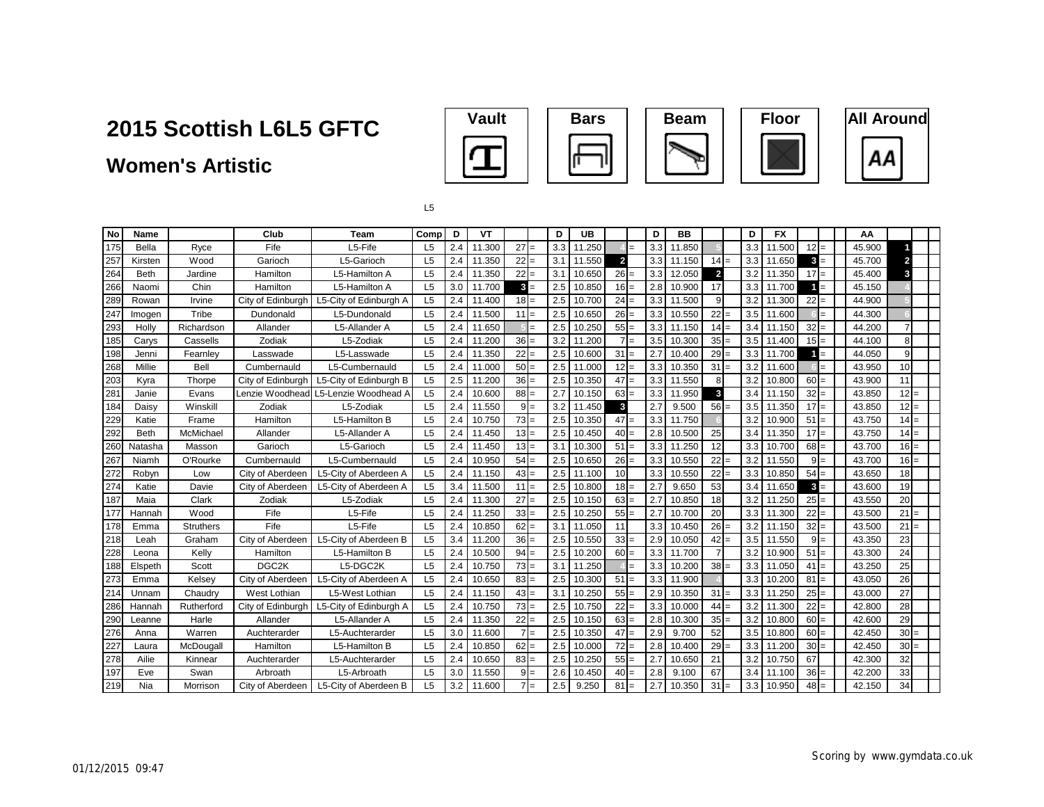# 2015 Scottish L6L5 GFTC

## Women's Artistic

Vault | Bars | Beam | Floor | All Around

L5

| No | Name | | Club | Team | Comp | D | VT | | | D | UB | | | D | BB | | | D | FX | | | AA | | |
|---|---|---|---|---|---|---|---|---|---|---|---|---|---|---|---|---|---|---|---|---|---|---|---|---|
| 175 | Bella | Ryce | Fife | L5-Fife | L5 | 2.4 | 11.300 | 27 | = | 3.3 | 11.250 | 4 | = | 3.3 | 11.850 | 5 | | 3.3 | 11.500 | 12 | = | 45.900 | 1 | |
| 257 | Kirsten | Wood | Garioch | L5-Garioch | L5 | 2.4 | 11.350 | 22 | = | 3.1 | 11.550 | 2 | | 3.3 | 11.150 | 14 | = | 3.3 | 11.650 | 3 | = | 45.700 | 2 | |
| 264 | Beth | Jardine | Hamilton | L5-Hamilton A | L5 | 2.4 | 11.350 | 22 | = | 3.1 | 10.650 | 26 | = | 3.3 | 12.050 | 2 | | 3.2 | 11.350 | 17 | = | 45.400 | 3 | |
| 266 | Naomi | Chin | Hamilton | L5-Hamilton A | L5 | 3.0 | 11.700 | 3 | = | 2.5 | 10.850 | 16 | = | 2.8 | 10.900 | 17 | | 3.3 | 11.700 | 1 | = | 45.150 | 4 | |
| 289 | Rowan | Irvine | City of Edinburgh | L5-City of Edinburgh A | L5 | 2.4 | 11.400 | 18 | = | 2.5 | 10.700 | 24 | = | 3.3 | 11.500 | 9 | | 3.2 | 11.300 | 22 | = | 44.900 | 5 | |
| 247 | Imogen | Tribe | Dundonald | L5-Dundonald | L5 | 2.4 | 11.500 | 11 | = | 2.5 | 10.650 | 26 | = | 3.3 | 10.550 | 22 | = | 3.5 | 11.600 | 6 | = | 44.300 | 6 | |
| 293 | Holly | Richardson | Allander | L5-Allander A | L5 | 2.4 | 11.650 | 5 | = | 2.5 | 10.250 | 55 | = | 3.3 | 11.150 | 14 | = | 3.4 | 11.150 | 32 | = | 44.200 | 7 | |
| 185 | Carys | Cassells | Zodiak | L5-Zodiak | L5 | 2.4 | 11.200 | 36 | = | 3.2 | 11.200 | 7 | = | 3.5 | 10.300 | 35 | = | 3.5 | 11.400 | 15 | = | 44.100 | 8 | |
| 198 | Jenni | Fearnley | Lasswade | L5-Lasswade | L5 | 2.4 | 11.350 | 22 | = | 2.5 | 10.600 | 31 | = | 2.7 | 10.400 | 29 | = | 3.3 | 11.700 | 1 | = | 44.050 | 9 | |
| 268 | Millie | Bell | Cumbernauld | L5-Cumbernauld | L5 | 2.4 | 11.000 | 50 | = | 2.5 | 11.000 | 12 | = | 3.3 | 10.350 | 31 | = | 3.2 | 11.600 | 6 | = | 43.950 | 10 | |
| 203 | Kyra | Thorpe | City of Edinburgh | L5-City of Edinburgh B | L5 | 2.5 | 11.200 | 36 | = | 2.5 | 10.350 | 47 | = | 3.3 | 11.550 | 8 | | 3.2 | 10.800 | 60 | = | 43.900 | 11 | |
| 281 | Janie | Evans | Lenzie Woodhead | L5-Lenzie Woodhead A | L5 | 2.4 | 10.600 | 88 | = | 2.7 | 10.150 | 63 | = | 3.3 | 11.950 | 3 | | 3.4 | 11.150 | 32 | = | 43.850 | 12 | = |
| 184 | Daisy | Winskill | Zodiak | L5-Zodiak | L5 | 2.4 | 11.550 | 9 | = | 3.2 | 11.450 | 3 | | 2.7 | 9.500 | 56 | = | 3.5 | 11.350 | 17 | = | 43.850 | 12 | = |
| 229 | Katie | Frame | Hamilton | L5-Hamilton B | L5 | 2.4 | 10.750 | 73 | = | 2.5 | 10.350 | 47 | = | 3.3 | 11.750 | 6 | | 3.2 | 10.900 | 51 | = | 43.750 | 14 | = |
| 292 | Beth | McMichael | Allander | L5-Allander A | L5 | 2.4 | 11.450 | 13 | = | 2.5 | 10.450 | 40 | = | 2.8 | 10.500 | 25 | | 3.4 | 11.350 | 17 | = | 43.750 | 14 | = |
| 260 | Natasha | Masson | Garioch | L5-Garioch | L5 | 2.4 | 11.450 | 13 | = | 3.1 | 10.300 | 51 | = | 3.3 | 11.250 | 12 | | 3.3 | 10.700 | 68 | = | 43.700 | 16 | = |
| 267 | Niamh | O'Rourke | Cumbernauld | L5-Cumbernauld | L5 | 2.4 | 10.950 | 54 | = | 2.5 | 10.650 | 26 | = | 3.3 | 10.550 | 22 | = | 3.2 | 11.550 | 9 | = | 43.700 | 16 | = |
| 272 | Robyn | Low | City of Aberdeen | L5-City of Aberdeen A | L5 | 2.4 | 11.150 | 43 | = | 2.5 | 11.100 | 10 | | 3.3 | 10.550 | 22 | = | 3.3 | 10.850 | 54 | = | 43.650 | 18 | |
| 274 | Katie | Davie | City of Aberdeen | L5-City of Aberdeen A | L5 | 3.4 | 11.500 | 11 | = | 2.5 | 10.800 | 18 | = | 2.7 | 9.650 | 53 | | 3.4 | 11.650 | 3 | = | 43.600 | 19 | |
| 187 | Maia | Clark | Zodiak | L5-Zodiak | L5 | 2.4 | 11.300 | 27 | = | 2.5 | 10.150 | 63 | = | 2.7 | 10.850 | 18 | | 3.2 | 11.250 | 25 | = | 43.550 | 20 | |
| 177 | Hannah | Wood | Fife | L5-Fife | L5 | 2.4 | 11.250 | 33 | = | 2.5 | 10.250 | 55 | = | 2.7 | 10.700 | 20 | | 3.3 | 11.300 | 22 | = | 43.500 | 21 | = |
| 178 | Emma | Struthers | Fife | L5-Fife | L5 | 2.4 | 10.850 | 62 | = | 3.1 | 11.050 | 11 | | 3.3 | 10.450 | 26 | = | 3.2 | 11.150 | 32 | = | 43.500 | 21 | = |
| 218 | Leah | Graham | City of Aberdeen | L5-City of Aberdeen B | L5 | 3.4 | 11.200 | 36 | = | 2.5 | 10.550 | 33 | = | 2.9 | 10.050 | 42 | = | 3.5 | 11.550 | 9 | = | 43.350 | 23 | |
| 228 | Leona | Kelly | Hamilton | L5-Hamilton B | L5 | 2.4 | 10.500 | 94 | = | 2.5 | 10.200 | 60 | = | 3.3 | 11.700 | 7 | | 3.2 | 10.900 | 51 | = | 43.300 | 24 | |
| 188 | Elspeth | Scott | DGC2K | L5-DGC2K | L5 | 2.4 | 10.750 | 73 | = | 3.1 | 11.250 | 4 | = | 3.3 | 10.200 | 38 | = | 3.3 | 11.050 | 41 | = | 43.250 | 25 | |
| 273 | Emma | Kelsey | City of Aberdeen | L5-City of Aberdeen A | L5 | 2.4 | 10.650 | 83 | = | 2.5 | 10.300 | 51 | = | 3.3 | 11.900 | 4 | | 3.3 | 10.200 | 81 | = | 43.050 | 26 | |
| 214 | Unnam | Chaudry | West Lothian | L5-West Lothian | L5 | 2.4 | 11.150 | 43 | = | 3.1 | 10.250 | 55 | = | 2.9 | 10.350 | 31 | = | 3.3 | 11.250 | 25 | = | 43.000 | 27 | |
| 286 | Hannah | Rutherford | City of Edinburgh | L5-City of Edinburgh A | L5 | 2.4 | 10.750 | 73 | = | 2.5 | 10.750 | 22 | = | 3.3 | 10.000 | 44 | = | 3.2 | 11.300 | 22 | = | 42.800 | 28 | |
| 290 | Leanne | Harle | Allander | L5-Allander A | L5 | 2.4 | 11.350 | 22 | = | 2.5 | 10.150 | 63 | = | 2.8 | 10.300 | 35 | = | 3.2 | 10.800 | 60 | = | 42.600 | 29 | |
| 276 | Anna | Warren | Auchterarder | L5-Auchterarder | L5 | 3.0 | 11.600 | 7 | = | 2.5 | 10.350 | 47 | = | 2.9 | 9.700 | 52 | | 3.5 | 10.800 | 60 | = | 42.450 | 30 | = |
| 227 | Laura | McDougall | Hamilton | L5-Hamilton B | L5 | 2.4 | 10.850 | 62 | = | 2.5 | 10.000 | 72 | = | 2.8 | 10.400 | 29 | = | 3.3 | 11.200 | 30 | = | 42.450 | 30 | = |
| 278 | Ailie | Kinnear | Auchterarder | L5-Auchterarder | L5 | 2.4 | 10.650 | 83 | = | 2.5 | 10.250 | 55 | = | 2.7 | 10.650 | 21 | | 3.2 | 10.750 | 67 | | 42.300 | 32 | |
| 197 | Eve | Swan | Arbroath | L5-Arbroath | L5 | 3.0 | 11.550 | 9 | = | 2.6 | 10.450 | 40 | = | 2.8 | 9.100 | 67 | | 3.4 | 11.100 | 36 | = | 42.200 | 33 | |
| 219 | Nia | Morrison | City of Aberdeen | L5-City of Aberdeen B | L5 | 3.2 | 11.600 | 7 | = | 2.5 | 9.250 | 81 | = | 2.7 | 10.350 | 31 | = | 3.3 | 10.950 | 48 | = | 42.150 | 34 | |

Scoring by www.gymdata.co.uk

01/12/2015 09:47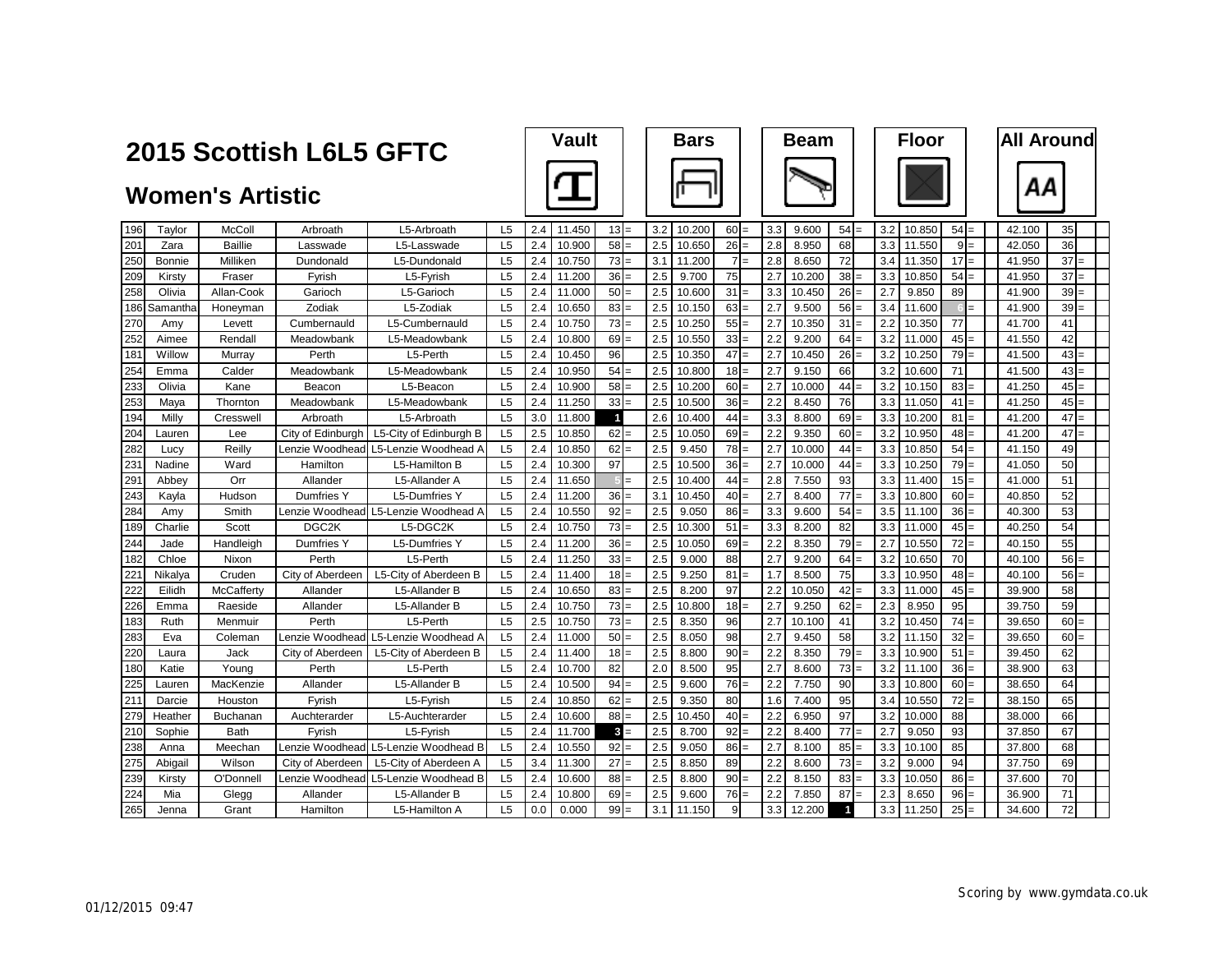# 2015 Scottish L6L5 GFTC

## Women's Artistic

| No. | First Name | Surname | Club | Team | Level | Vault D | Vault Score | Vault Rank | | Bars D | Bars Score | Bars Rank | | Beam D | Beam Score | Beam Rank | | Floor D | Floor Score | Floor Rank | | All Around | AA Rank | |
|---|---|---|---|---|---|---|---|---|---|---|---|---|---|---|---|---|---|---|---|---|---|---|---|---|
| 196 | Taylor | McColl | Arbroath | L5-Arbroath | L5 | 2.4 | 11.450 | 13 | = | 3.2 | 10.200 | 60 | = | 3.3 | 9.600 | 54 | = | 3.2 | 10.850 | 54 | = | 42.100 | 35 | |
| 201 | Zara | Baillie | Lasswade | L5-Lasswade | L5 | 2.4 | 10.900 | 58 | = | 2.5 | 10.650 | 26 | = | 2.8 | 8.950 | 68 | | 3.3 | 11.550 | 9 | = | 42.050 | 36 | |
| 250 | Bonnie | Milliken | Dundonald | L5-Dundonald | L5 | 2.4 | 10.750 | 73 | = | 3.1 | 11.200 | 7 | = | 2.8 | 8.650 | 72 | | 3.4 | 11.350 | 17 | = | 41.950 | 37 | = |
| 209 | Kirsty | Fraser | Fyrish | L5-Fyrish | L5 | 2.4 | 11.200 | 36 | = | 2.5 | 9.700 | 75 | | 2.7 | 10.200 | 38 | = | 3.3 | 10.850 | 54 | = | 41.950 | 37 | = |
| 258 | Olivia | Allan-Cook | Garioch | L5-Garioch | L5 | 2.4 | 11.000 | 50 | = | 2.5 | 10.600 | 31 | = | 3.3 | 10.450 | 26 | = | 2.7 | 9.850 | 89 | | 41.900 | 39 | = |
| 186 | Samantha | Honeyman | Zodiak | L5-Zodiak | L5 | 2.4 | 10.650 | 83 | = | 2.5 | 10.150 | 63 | = | 2.7 | 9.500 | 56 | = | 3.4 | 11.600 | 6 | = | 41.900 | 39 | = |
| 270 | Amy | Levett | Cumbernauld | L5-Cumbernauld | L5 | 2.4 | 10.750 | 73 | = | 2.5 | 10.250 | 55 | = | 2.7 | 10.350 | 31 | = | 2.2 | 10.350 | 77 | | 41.700 | 41 | |
| 252 | Aimee | Rendall | Meadowbank | L5-Meadowbank | L5 | 2.4 | 10.800 | 69 | = | 2.5 | 10.550 | 33 | = | 2.2 | 9.200 | 64 | = | 3.2 | 11.000 | 45 | = | 41.550 | 42 | |
| 181 | Willow | Murray | Perth | L5-Perth | L5 | 2.4 | 10.450 | 96 | | 2.5 | 10.350 | 47 | = | 2.7 | 10.450 | 26 | = | 3.2 | 10.250 | 79 | = | 41.500 | 43 | = |
| 254 | Emma | Calder | Meadowbank | L5-Meadowbank | L5 | 2.4 | 10.950 | 54 | = | 2.5 | 10.800 | 18 | = | 2.7 | 9.150 | 66 | | 3.2 | 10.600 | 71 | | 41.500 | 43 | = |
| 233 | Olivia | Kane | Beacon | L5-Beacon | L5 | 2.4 | 10.900 | 58 | = | 2.5 | 10.200 | 60 | = | 2.7 | 10.000 | 44 | = | 3.2 | 10.150 | 83 | = | 41.250 | 45 | = |
| 253 | Maya | Thornton | Meadowbank | L5-Meadowbank | L5 | 2.4 | 11.250 | 33 | = | 2.5 | 10.500 | 36 | = | 2.2 | 8.450 | 76 | | 3.3 | 11.050 | 41 | = | 41.250 | 45 | = |
| 194 | Milly | Cresswell | Arbroath | L5-Arbroath | L5 | 3.0 | 11.800 | 1 | | 2.6 | 10.400 | 44 | = | 3.3 | 8.800 | 69 | = | 3.3 | 10.200 | 81 | = | 41.200 | 47 | = |
| 204 | Lauren | Lee | City of Edinburgh | L5-City of Edinburgh B | L5 | 2.5 | 10.850 | 62 | = | 2.5 | 10.050 | 69 | = | 2.2 | 9.350 | 60 | = | 3.2 | 10.950 | 48 | = | 41.200 | 47 | = |
| 282 | Lucy | Reilly | Lenzie Woodhead | L5-Lenzie Woodhead A | L5 | 2.4 | 10.850 | 62 | = | 2.5 | 9.450 | 78 | = | 2.7 | 10.000 | 44 | = | 3.3 | 10.850 | 54 | = | 41.150 | 49 | |
| 231 | Nadine | Ward | Hamilton | L5-Hamilton B | L5 | 2.4 | 10.300 | 97 | | 2.5 | 10.500 | 36 | = | 2.7 | 10.000 | 44 | = | 3.3 | 10.250 | 79 | = | 41.050 | 50 | |
| 291 | Abbey | Orr | Allander | L5-Allander A | L5 | 2.4 | 11.650 | 5 | = | 2.5 | 10.400 | 44 | = | 2.8 | 7.550 | 93 | | 3.3 | 11.400 | 15 | = | 41.000 | 51 | |
| 243 | Kayla | Hudson | Dumfries Y | L5-Dumfries Y | L5 | 2.4 | 11.200 | 36 | = | 3.1 | 10.450 | 40 | = | 2.7 | 8.400 | 77 | = | 3.3 | 10.800 | 60 | = | 40.850 | 52 | |
| 284 | Amy | Smith | Lenzie Woodhead | L5-Lenzie Woodhead A | L5 | 2.4 | 10.550 | 92 | = | 2.5 | 9.050 | 86 | = | 3.3 | 9.600 | 54 | = | 3.5 | 11.100 | 36 | = | 40.300 | 53 | |
| 189 | Charlie | Scott | DGC2K | L5-DGC2K | L5 | 2.4 | 10.750 | 73 | = | 2.5 | 10.300 | 51 | = | 3.3 | 8.200 | 82 | | 3.3 | 11.000 | 45 | = | 40.250 | 54 | |
| 244 | Jade | Handleigh | Dumfries Y | L5-Dumfries Y | L5 | 2.4 | 11.200 | 36 | = | 2.5 | 10.050 | 69 | = | 2.2 | 8.350 | 79 | = | 2.7 | 10.550 | 72 | = | 40.150 | 55 | |
| 182 | Chloe | Nixon | Perth | L5-Perth | L5 | 2.4 | 11.250 | 33 | = | 2.5 | 9.000 | 88 | | 2.7 | 9.200 | 64 | = | 3.2 | 10.650 | 70 | | 40.100 | 56 | = |
| 221 | Nikalya | Cruden | City of Aberdeen | L5-City of Aberdeen B | L5 | 2.4 | 11.400 | 18 | = | 2.5 | 9.250 | 81 | = | 1.7 | 8.500 | 75 | | 3.3 | 10.950 | 48 | = | 40.100 | 56 | = |
| 222 | Eilidh | McCafferty | Allander | L5-Allander B | L5 | 2.4 | 10.650 | 83 | = | 2.5 | 8.200 | 97 | | 2.2 | 10.050 | 42 | = | 3.3 | 11.000 | 45 | = | 39.900 | 58 | |
| 226 | Emma | Raeside | Allander | L5-Allander B | L5 | 2.4 | 10.750 | 73 | = | 2.5 | 10.800 | 18 | = | 2.7 | 9.250 | 62 | = | 2.3 | 8.950 | 95 | | 39.750 | 59 | |
| 183 | Ruth | Menmuir | Perth | L5-Perth | L5 | 2.5 | 10.750 | 73 | = | 2.5 | 8.350 | 96 | | 2.7 | 10.100 | 41 | | 3.2 | 10.450 | 74 | = | 39.650 | 60 | = |
| 283 | Eva | Coleman | Lenzie Woodhead | L5-Lenzie Woodhead A | L5 | 2.4 | 11.000 | 50 | = | 2.5 | 8.050 | 98 | | 2.7 | 9.450 | 58 | | 3.2 | 11.150 | 32 | = | 39.650 | 60 | = |
| 220 | Laura | Jack | City of Aberdeen | L5-City of Aberdeen B | L5 | 2.4 | 11.400 | 18 | = | 2.5 | 8.800 | 90 | = | 2.2 | 8.350 | 79 | = | 3.3 | 10.900 | 51 | = | 39.450 | 62 | |
| 180 | Katie | Young | Perth | L5-Perth | L5 | 2.4 | 10.700 | 82 | | 2.0 | 8.500 | 95 | | 2.7 | 8.600 | 73 | = | 3.2 | 11.100 | 36 | = | 38.900 | 63 | |
| 225 | Lauren | MacKenzie | Allander | L5-Allander B | L5 | 2.4 | 10.500 | 94 | = | 2.5 | 9.600 | 76 | = | 2.2 | 7.750 | 90 | | 3.3 | 10.800 | 60 | = | 38.650 | 64 | |
| 211 | Darcie | Houston | Fyrish | L5-Fyrish | L5 | 2.4 | 10.850 | 62 | = | 2.5 | 9.350 | 80 | | 1.6 | 7.400 | 95 | | 3.4 | 10.550 | 72 | = | 38.150 | 65 | |
| 279 | Heather | Buchanan | Auchterarder | L5-Auchterarder | L5 | 2.4 | 10.600 | 88 | = | 2.5 | 10.450 | 40 | = | 2.2 | 6.950 | 97 | | 3.2 | 10.000 | 88 | | 38.000 | 66 | |
| 210 | Sophie | Bath | Fyrish | L5-Fyrish | L5 | 2.4 | 11.700 | 3 | = | 2.5 | 8.700 | 92 | = | 2.2 | 8.400 | 77 | = | 2.7 | 9.050 | 93 | | 37.850 | 67 | |
| 238 | Anna | Meechan | Lenzie Woodhead | L5-Lenzie Woodhead B | L5 | 2.4 | 10.550 | 92 | = | 2.5 | 9.050 | 86 | = | 2.7 | 8.100 | 85 | = | 3.3 | 10.100 | 85 | | 37.800 | 68 | |
| 275 | Abigail | Wilson | City of Aberdeen | L5-City of Aberdeen A | L5 | 3.4 | 11.300 | 27 | = | 2.5 | 8.850 | 89 | | 2.2 | 8.600 | 73 | = | 3.2 | 9.000 | 94 | | 37.750 | 69 | |
| 239 | Kirsty | O'Donnell | Lenzie Woodhead | L5-Lenzie Woodhead B | L5 | 2.4 | 10.600 | 88 | = | 2.5 | 8.800 | 90 | = | 2.2 | 8.150 | 83 | = | 3.3 | 10.050 | 86 | = | 37.600 | 70 | |
| 224 | Mia | Glegg | Allander | L5-Allander B | L5 | 2.4 | 10.800 | 69 | = | 2.5 | 9.600 | 76 | = | 2.2 | 7.850 | 87 | = | 2.3 | 8.650 | 96 | = | 36.900 | 71 | |
| 265 | Jenna | Grant | Hamilton | L5-Hamilton A | L5 | 0.0 | 0.000 | 99 | = | 3.1 | 11.150 | 9 | | 3.3 | 12.200 | 1 | | 3.3 | 11.250 | 25 | = | 34.600 | 72 | |

01/12/2015 09:47

Scoring by www.gymdata.co.uk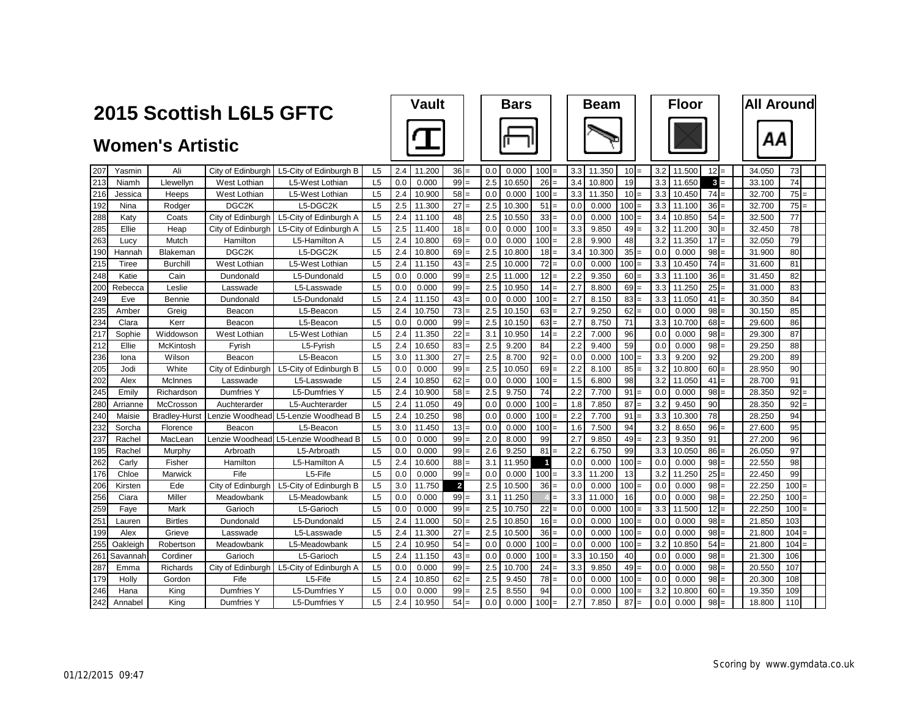# 2015 Scottish L6L5 GFTC

## Women's Artistic

| No. | First Name | Surname | Club | Team | Level | Vault D | Vault Score | Vault Rank | | Bars D | Bars Score | Bars Rank | | Beam D | Beam Score | Beam Rank | | Floor D | Floor Score | Floor Rank | | All Around | AA Rank | |
|---|---|---|---|---|---|---|---|---|---|---|---|---|---|---|---|---|---|---|---|---|---|---|---|---|
| 207 | Yasmin | Ali | City of Edinburgh | L5-City of Edinburgh B | L5 | 2.4 | 11.200 | 36 | = | 0.0 | 0.000 | 100 | = | 3.3 | 11.350 | 10 | = | 3.2 | 11.500 | 12 | = | 34.050 | 73 | |
| 213 | Niamh | Llewellyn | West Lothian | L5-West Lothian | L5 | 0.0 | 0.000 | 99 | = | 2.5 | 10.650 | 26 | = | 3.4 | 10.800 | 19 | | 3.3 | 11.650 | 3 | = | 33.100 | 74 | |
| 216 | Jessica | Heeps | West Lothian | L5-West Lothian | L5 | 2.4 | 10.900 | 58 | = | 0.0 | 0.000 | 100 | = | 3.3 | 11.350 | 10 | = | 3.3 | 10.450 | 74 | = | 32.700 | 75 | = |
| 192 | Nina | Rodger | DGC2K | L5-DGC2K | L5 | 2.5 | 11.300 | 27 | = | 2.5 | 10.300 | 51 | = | 0.0 | 0.000 | 100 | = | 3.3 | 11.100 | 36 | = | 32.700 | 75 | = |
| 288 | Katy | Coats | City of Edinburgh | L5-City of Edinburgh A | L5 | 2.4 | 11.100 | 48 | | 2.5 | 10.550 | 33 | = | 0.0 | 0.000 | 100 | = | 3.4 | 10.850 | 54 | = | 32.500 | 77 | |
| 285 | Ellie | Heap | City of Edinburgh | L5-City of Edinburgh A | L5 | 2.5 | 11.400 | 18 | = | 0.0 | 0.000 | 100 | = | 3.3 | 9.850 | 49 | = | 3.2 | 11.200 | 30 | = | 32.450 | 78 | |
| 263 | Lucy | Mutch | Hamilton | L5-Hamilton A | L5 | 2.4 | 10.800 | 69 | = | 0.0 | 0.000 | 100 | = | 2.8 | 9.900 | 48 | | 3.2 | 11.350 | 17 | = | 32.050 | 79 | |
| 190 | Hannah | Blakeman | DGC2K | L5-DGC2K | L5 | 2.4 | 10.800 | 69 | = | 2.5 | 10.800 | 18 | = | 3.4 | 10.300 | 35 | = | 0.0 | 0.000 | 98 | = | 31.900 | 80 | |
| 215 | Tiree | Burchill | West Lothian | L5-West Lothian | L5 | 2.4 | 11.150 | 43 | = | 2.5 | 10.000 | 72 | = | 0.0 | 0.000 | 100 | = | 3.3 | 10.450 | 74 | = | 31.600 | 81 | |
| 248 | Katie | Cain | Dundonald | L5-Dundonald | L5 | 0.0 | 0.000 | 99 | = | 2.5 | 11.000 | 12 | = | 2.2 | 9.350 | 60 | = | 3.3 | 11.100 | 36 | = | 31.450 | 82 | |
| 200 | Rebecca | Leslie | Lasswade | L5-Lasswade | L5 | 0.0 | 0.000 | 99 | = | 2.5 | 10.950 | 14 | = | 2.7 | 8.800 | 69 | = | 3.3 | 11.250 | 25 | = | 31.000 | 83 | |
| 249 | Eve | Bennie | Dundonald | L5-Dundonald | L5 | 2.4 | 11.150 | 43 | = | 0.0 | 0.000 | 100 | = | 2.7 | 8.150 | 83 | = | 3.3 | 11.050 | 41 | = | 30.350 | 84 | |
| 235 | Amber | Greig | Beacon | L5-Beacon | L5 | 2.4 | 10.750 | 73 | = | 2.5 | 10.150 | 63 | = | 2.7 | 9.250 | 62 | = | 0.0 | 0.000 | 98 | = | 30.150 | 85 | |
| 234 | Clara | Kerr | Beacon | L5-Beacon | L5 | 0.0 | 0.000 | 99 | = | 2.5 | 10.150 | 63 | = | 2.7 | 8.750 | 71 | | 3.3 | 10.700 | 68 | = | 29.600 | 86 | |
| 217 | Sophie | Widdowson | West Lothian | L5-West Lothian | L5 | 2.4 | 11.350 | 22 | = | 3.1 | 10.950 | 14 | = | 2.2 | 7.000 | 96 | | 0.0 | 0.000 | 98 | = | 29.300 | 87 | |
| 212 | Ellie | McKintosh | Fyrish | L5-Fyrish | L5 | 2.4 | 10.650 | 83 | = | 2.5 | 9.200 | 84 | | 2.2 | 9.400 | 59 | | 0.0 | 0.000 | 98 | = | 29.250 | 88 | |
| 236 | Iona | Wilson | Beacon | L5-Beacon | L5 | 3.0 | 11.300 | 27 | = | 2.5 | 8.700 | 92 | = | 0.0 | 0.000 | 100 | = | 3.3 | 9.200 | 92 | | 29.200 | 89 | |
| 205 | Jodi | White | City of Edinburgh | L5-City of Edinburgh B | L5 | 0.0 | 0.000 | 99 | = | 2.5 | 10.050 | 69 | = | 2.2 | 8.100 | 85 | = | 3.2 | 10.800 | 60 | = | 28.950 | 90 | |
| 202 | Alex | McInnes | Lasswade | L5-Lasswade | L5 | 2.4 | 10.850 | 62 | = | 0.0 | 0.000 | 100 | = | 1.5 | 6.800 | 98 | | 3.2 | 11.050 | 41 | = | 28.700 | 91 | |
| 245 | Emily | Richardson | Dumfries Y | L5-Dumfries Y | L5 | 2.4 | 10.900 | 58 | = | 2.5 | 9.750 | 74 | | 2.2 | 7.700 | 91 | = | 0.0 | 0.000 | 98 | = | 28.350 | 92 | = |
| 280 | Arrianne | McCrosson | Auchterarder | L5-Auchterarder | L5 | 2.4 | 11.050 | 49 | | 0.0 | 0.000 | 100 | = | 1.8 | 7.850 | 87 | = | 3.2 | 9.450 | 90 | | 28.350 | 92 | = |
| 240 | Maisie | Bradley-Hurst | Lenzie Woodhead | L5-Lenzie Woodhead B | L5 | 2.4 | 10.250 | 98 | | 0.0 | 0.000 | 100 | = | 2.2 | 7.700 | 91 | = | 3.3 | 10.300 | 78 | | 28.250 | 94 | |
| 232 | Sorcha | Florence | Beacon | L5-Beacon | L5 | 3.0 | 11.450 | 13 | = | 0.0 | 0.000 | 100 | = | 1.6 | 7.500 | 94 | | 3.2 | 8.650 | 96 | = | 27.600 | 95 | |
| 237 | Rachel | MacLean | Lenzie Woodhead | L5-Lenzie Woodhead B | L5 | 0.0 | 0.000 | 99 | = | 2.0 | 8.000 | 99 | | 2.7 | 9.850 | 49 | = | 2.3 | 9.350 | 91 | | 27.200 | 96 | |
| 195 | Rachel | Murphy | Arbroath | L5-Arbroath | L5 | 0.0 | 0.000 | 99 | = | 2.6 | 9.250 | 81 | = | 2.2 | 6.750 | 99 | | 3.3 | 10.050 | 86 | = | 26.050 | 97 | |
| 262 | Carly | Fisher | Hamilton | L5-Hamilton A | L5 | 2.4 | 10.600 | 88 | = | 3.1 | 11.950 | 1 | | 0.0 | 0.000 | 100 | = | 0.0 | 0.000 | 98 | = | 22.550 | 98 | |
| 176 | Chloe | Marwick | Fife | L5-Fife | L5 | 0.0 | 0.000 | 99 | = | 0.0 | 0.000 | 100 | = | 3.3 | 11.200 | 13 | | 3.2 | 11.250 | 25 | = | 22.450 | 99 | |
| 206 | Kirsten | Ede | City of Edinburgh | L5-City of Edinburgh B | L5 | 3.0 | 11.750 | 2 | | 2.5 | 10.500 | 36 | = | 0.0 | 0.000 | 100 | = | 0.0 | 0.000 | 98 | = | 22.250 | 100 | = |
| 256 | Ciara | Miller | Meadowbank | L5-Meadowbank | L5 | 0.0 | 0.000 | 99 | = | 3.1 | 11.250 | 4 | = | 3.3 | 11.000 | 16 | | 0.0 | 0.000 | 98 | = | 22.250 | 100 | = |
| 259 | Faye | Mark | Garioch | L5-Garioch | L5 | 0.0 | 0.000 | 99 | = | 2.5 | 10.750 | 22 | = | 0.0 | 0.000 | 100 | = | 3.3 | 11.500 | 12 | = | 22.250 | 100 | = |
| 251 | Lauren | Birtles | Dundonald | L5-Dundonald | L5 | 2.4 | 11.000 | 50 | = | 2.5 | 10.850 | 16 | = | 0.0 | 0.000 | 100 | = | 0.0 | 0.000 | 98 | = | 21.850 | 103 | |
| 199 | Alex | Grieve | Lasswade | L5-Lasswade | L5 | 2.4 | 11.300 | 27 | = | 2.5 | 10.500 | 36 | = | 0.0 | 0.000 | 100 | = | 0.0 | 0.000 | 98 | = | 21.800 | 104 | = |
| 255 | Oakleigh | Robertson | Meadowbank | L5-Meadowbank | L5 | 2.4 | 10.950 | 54 | = | 0.0 | 0.000 | 100 | = | 0.0 | 0.000 | 100 | = | 3.2 | 10.850 | 54 | = | 21.800 | 104 | = |
| 261 | Savannah | Cordiner | Garioch | L5-Garioch | L5 | 2.4 | 11.150 | 43 | = | 0.0 | 0.000 | 100 | = | 3.3 | 10.150 | 40 | | 0.0 | 0.000 | 98 | = | 21.300 | 106 | |
| 287 | Emma | Richards | City of Edinburgh | L5-City of Edinburgh A | L5 | 0.0 | 0.000 | 99 | = | 2.5 | 10.700 | 24 | = | 3.3 | 9.850 | 49 | = | 0.0 | 0.000 | 98 | = | 20.550 | 107 | |
| 179 | Holly | Gordon | Fife | L5-Fife | L5 | 2.4 | 10.850 | 62 | = | 2.5 | 9.450 | 78 | = | 0.0 | 0.000 | 100 | = | 0.0 | 0.000 | 98 | = | 20.300 | 108 | |
| 246 | Hana | King | Dumfries Y | L5-Dumfries Y | L5 | 0.0 | 0.000 | 99 | = | 2.5 | 8.550 | 94 | | 0.0 | 0.000 | 100 | = | 3.2 | 10.800 | 60 | = | 19.350 | 109 | |
| 242 | Annabel | King | Dumfries Y | L5-Dumfries Y | L5 | 2.4 | 10.950 | 54 | = | 0.0 | 0.000 | 100 | = | 2.7 | 7.850 | 87 | = | 0.0 | 0.000 | 98 | = | 18.800 | 110 | |

01/12/2015 09:47

Scoring by www.gymdata.co.uk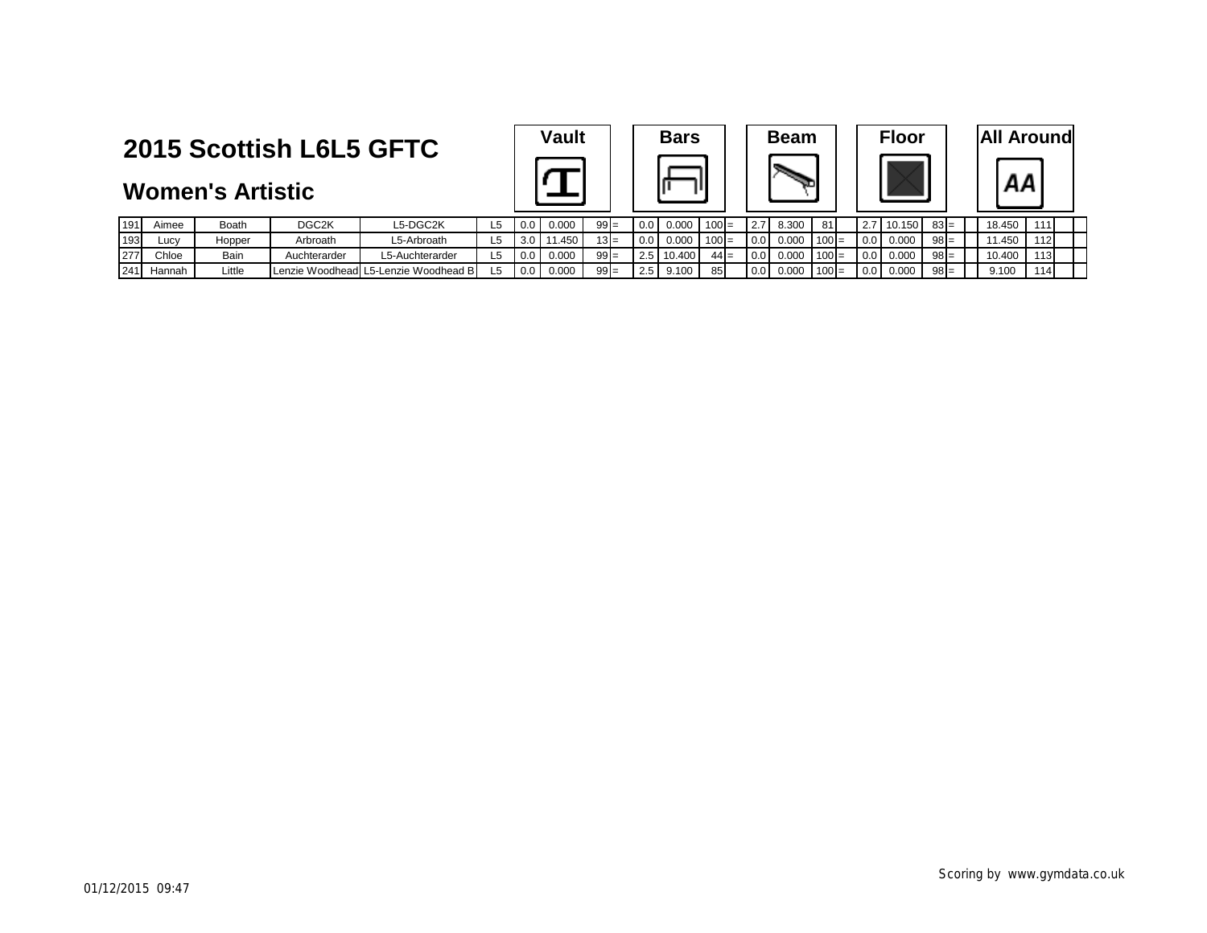# 2015 Scottish L6L5 GFTC

## Women's Artistic

| | | | | | | Vault | | | | Bars | | | | Beam | | | | Floor | | | | All Around | | |
|---|---|---|---|---|---|---|---|---|---|---|---|---|---|---|---|---|---|---|---|---|---|---|---|---|
| 191 | Aimee | Boath | DGC2K | L5-DGC2K | L5 | 0.0 | 0.000 | 99 | = | 0.0 | 0.000 | 100 | = | 2.7 | 8.300 | 81 | | 2.7 | 10.150 | 83 | = | 18.450 | 111 | |
| 193 | Lucy | Hopper | Arbroath | L5-Arbroath | L5 | 3.0 | 11.450 | 13 | = | 0.0 | 0.000 | 100 | = | 0.0 | 0.000 | 100 | = | 0.0 | 0.000 | 98 | = | 11.450 | 112 | |
| 277 | Chloe | Bain | Auchterarder | L5-Auchterarder | L5 | 0.0 | 0.000 | 99 | = | 2.5 | 10.400 | 44 | = | 0.0 | 0.000 | 100 | = | 0.0 | 0.000 | 98 | = | 10.400 | 113 | |
| 241 | Hannah | Little | Lenzie Woodhead | L5-Lenzie Woodhead B | L5 | 0.0 | 0.000 | 99 | = | 2.5 | 9.100 | 85 | | 0.0 | 0.000 | 100 | = | 0.0 | 0.000 | 98 | = | 9.100 | 114 | |

01/12/2015 09:47

Scoring by www.gymdata.co.uk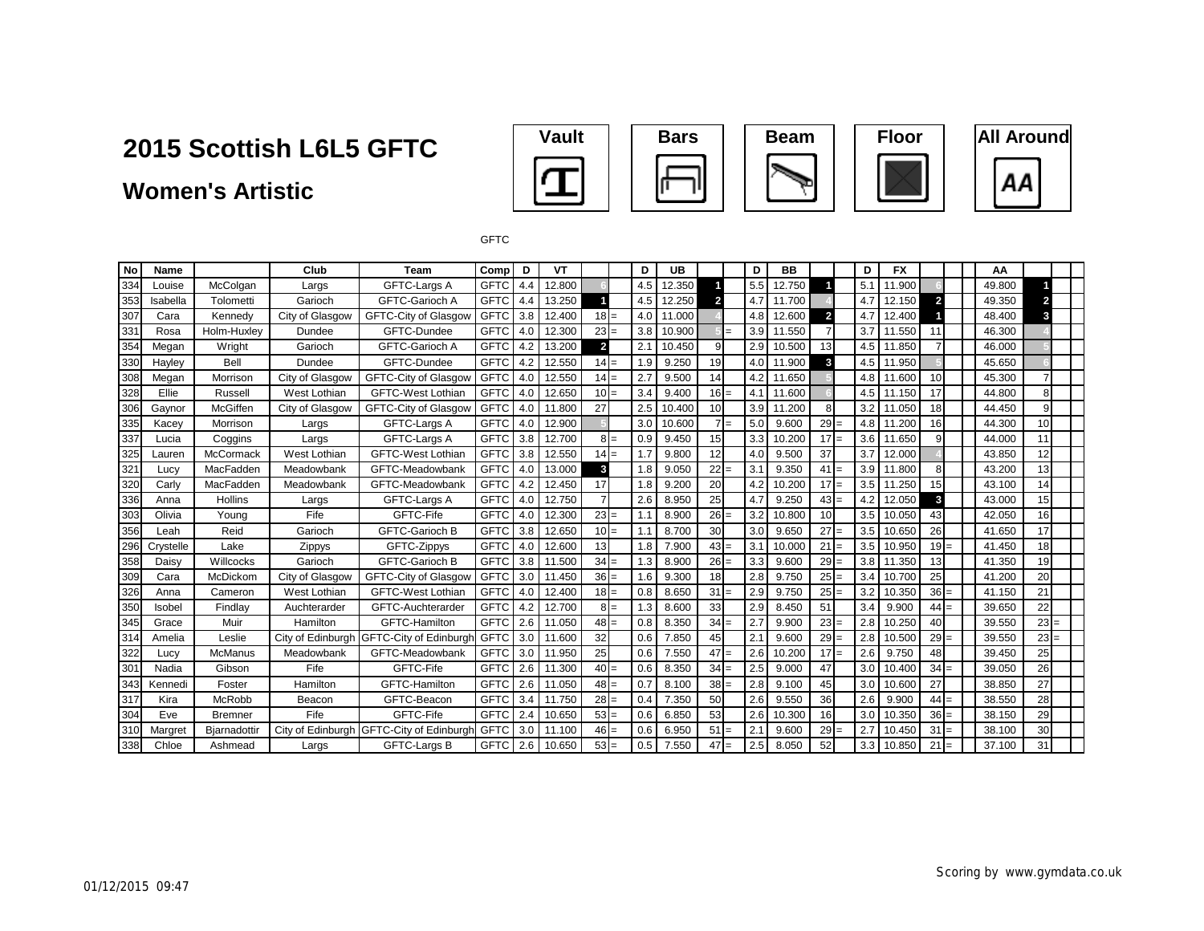# 2015 Scottish L6L5 GFTC

## Women's Artistic

Vault | Bars | Beam | Floor | All Around

GFTC

| No | Name | | Club | Team | Comp | D | VT | | | D | UB | | | D | BB | | | D | FX | | | | AA | | | |
|---|---|---|---|---|---|---|---|---|---|---|---|---|---|---|---|---|---|---|---|---|---|---|---|---|---|---|
| 334 | Louise | McColgan | Largs | GFTC-Largs A | GFTC | 4.4 | 12.800 | 6 | | 4.5 | 12.350 | 1 | | 5.5 | 12.750 | 1 | | 5.1 | 11.900 | 6 | | | 49.800 | 1 | | |
| 353 | Isabella | Tolometti | Garioch | GFTC-Garioch A | GFTC | 4.4 | 13.250 | 1 | | 4.5 | 12.250 | 2 | | 4.7 | 11.700 | 4 | | 4.7 | 12.150 | 2 | | | 49.350 | 2 | | |
| 307 | Cara | Kennedy | City of Glasgow | GFTC-City of Glasgow | GFTC | 3.8 | 12.400 | 18 | = | 4.0 | 11.000 | 4 | | 4.8 | 12.600 | 2 | | 4.7 | 12.400 | 1 | | | 48.400 | 3 | | |
| 331 | Rosa | Holm-Huxley | Dundee | GFTC-Dundee | GFTC | 4.0 | 12.300 | 23 | = | 3.8 | 10.900 | 5 | = | 3.9 | 11.550 | 7 | | 3.7 | 11.550 | 11 | | | 46.300 | 4 | | |
| 354 | Megan | Wright | Garioch | GFTC-Garioch A | GFTC | 4.2 | 13.200 | 2 | | 2.1 | 10.450 | 9 | | 2.9 | 10.500 | 13 | | 4.5 | 11.850 | 7 | | | 46.000 | 5 | | |
| 330 | Hayley | Bell | Dundee | GFTC-Dundee | GFTC | 4.2 | 12.550 | 14 | = | 1.9 | 9.250 | 19 | | 4.0 | 11.900 | 3 | | 4.5 | 11.950 | 5 | | | 45.650 | 6 | | |
| 308 | Megan | Morrison | City of Glasgow | GFTC-City of Glasgow | GFTC | 4.0 | 12.550 | 14 | = | 2.7 | 9.500 | 14 | | 4.2 | 11.650 | 5 | | 4.8 | 11.600 | 10 | | | 45.300 | 7 | | |
| 328 | Ellie | Russell | West Lothian | GFTC-West Lothian | GFTC | 4.0 | 12.650 | 10 | = | 3.4 | 9.400 | 16 | = | 4.1 | 11.600 | 6 | | 4.5 | 11.150 | 17 | | | 44.800 | 8 | | |
| 306 | Gaynor | McGiffen | City of Glasgow | GFTC-City of Glasgow | GFTC | 4.0 | 11.800 | 27 | | 2.5 | 10.400 | 10 | | 3.9 | 11.200 | 8 | | 3.2 | 11.050 | 18 | | | 44.450 | 9 | | |
| 335 | Kacey | Morrison | Largs | GFTC-Largs A | GFTC | 4.0 | 12.900 | 5 | | 3.0 | 10.600 | 7 | = | 5.0 | 9.600 | 29 | = | 4.8 | 11.200 | 16 | | | 44.300 | 10 | | |
| 337 | Lucia | Coggins | Largs | GFTC-Largs A | GFTC | 3.8 | 12.700 | 8 | = | 0.9 | 9.450 | 15 | | 3.3 | 10.200 | 17 | = | 3.6 | 11.650 | 9 | | | 44.000 | 11 | | |
| 325 | Lauren | McCormack | West Lothian | GFTC-West Lothian | GFTC | 3.8 | 12.550 | 14 | = | 1.7 | 9.800 | 12 | | 4.0 | 9.500 | 37 | | 3.7 | 12.000 | 4 | | | 43.850 | 12 | | |
| 321 | Lucy | MacFadden | Meadowbank | GFTC-Meadowbank | GFTC | 4.0 | 13.000 | 3 | | 1.8 | 9.050 | 22 | = | 3.1 | 9.350 | 41 | = | 3.9 | 11.800 | 8 | | | 43.200 | 13 | | |
| 320 | Carly | MacFadden | Meadowbank | GFTC-Meadowbank | GFTC | 4.2 | 12.450 | 17 | | 1.8 | 9.200 | 20 | | 4.2 | 10.200 | 17 | = | 3.5 | 11.250 | 15 | | | 43.100 | 14 | | |
| 336 | Anna | Hollins | Largs | GFTC-Largs A | GFTC | 4.0 | 12.750 | 7 | | 2.6 | 8.950 | 25 | | 4.7 | 9.250 | 43 | = | 4.2 | 12.050 | 3 | | | 43.000 | 15 | | |
| 303 | Olivia | Young | Fife | GFTC-Fife | GFTC | 4.0 | 12.300 | 23 | = | 1.1 | 8.900 | 26 | = | 3.2 | 10.800 | 10 | | 3.5 | 10.050 | 43 | | | 42.050 | 16 | | |
| 356 | Leah | Reid | Garioch | GFTC-Garioch B | GFTC | 3.8 | 12.650 | 10 | = | 1.1 | 8.700 | 30 | | 3.0 | 9.650 | 27 | = | 3.5 | 10.650 | 26 | | | 41.650 | 17 | | |
| 296 | Crystelle | Lake | Zippys | GFTC-Zippys | GFTC | 4.0 | 12.600 | 13 | | 1.8 | 7.900 | 43 | = | 3.1 | 10.000 | 21 | = | 3.5 | 10.950 | 19 | = | | 41.450 | 18 | | |
| 358 | Daisy | Willcocks | Garioch | GFTC-Garioch B | GFTC | 3.8 | 11.500 | 34 | = | 1.3 | 8.900 | 26 | = | 3.3 | 9.600 | 29 | = | 3.8 | 11.350 | 13 | | | 41.350 | 19 | | |
| 309 | Cara | McDickom | City of Glasgow | GFTC-City of Glasgow | GFTC | 3.0 | 11.450 | 36 | = | 1.6 | 9.300 | 18 | | 2.8 | 9.750 | 25 | = | 3.4 | 10.700 | 25 | | | 41.200 | 20 | | |
| 326 | Anna | Cameron | West Lothian | GFTC-West Lothian | GFTC | 4.0 | 12.400 | 18 | = | 0.8 | 8.650 | 31 | = | 2.9 | 9.750 | 25 | = | 3.2 | 10.350 | 36 | = | | 41.150 | 21 | | |
| 350 | Isobel | Findlay | Auchterarder | GFTC-Auchterarder | GFTC | 4.2 | 12.700 | 8 | = | 1.3 | 8.600 | 33 | | 2.9 | 8.450 | 51 | | 3.4 | 9.900 | 44 | = | | 39.650 | 22 | | |
| 345 | Grace | Muir | Hamilton | GFTC-Hamilton | GFTC | 2.6 | 11.050 | 48 | = | 0.8 | 8.350 | 34 | = | 2.7 | 9.900 | 23 | = | 2.8 | 10.250 | 40 | | | 39.550 | 23 | = | |
| 314 | Amelia | Leslie | City of Edinburgh | GFTC-City of Edinburgh | GFTC | 3.0 | 11.600 | 32 | | 0.6 | 7.850 | 45 | | 2.1 | 9.600 | 29 | = | 2.8 | 10.500 | 29 | = | | 39.550 | 23 | = | |
| 322 | Lucy | McManus | Meadowbank | GFTC-Meadowbank | GFTC | 3.0 | 11.950 | 25 | | 0.6 | 7.550 | 47 | = | 2.6 | 10.200 | 17 | = | 2.6 | 9.750 | 48 | | | 39.450 | 25 | | |
| 301 | Nadia | Gibson | Fife | GFTC-Fife | GFTC | 2.6 | 11.300 | 40 | = | 0.6 | 8.350 | 34 | = | 2.5 | 9.000 | 47 | | 3.0 | 10.400 | 34 | = | | 39.050 | 26 | | |
| 343 | Kennedi | Foster | Hamilton | GFTC-Hamilton | GFTC | 2.6 | 11.050 | 48 | = | 0.7 | 8.100 | 38 | = | 2.8 | 9.100 | 45 | | 3.0 | 10.600 | 27 | | | 38.850 | 27 | | |
| 317 | Kira | McRobb | Beacon | GFTC-Beacon | GFTC | 3.4 | 11.750 | 28 | = | 0.4 | 7.350 | 50 | | 2.6 | 9.550 | 36 | | 2.6 | 9.900 | 44 | = | | 38.550 | 28 | | |
| 304 | Eve | Bremner | Fife | GFTC-Fife | GFTC | 2.4 | 10.650 | 53 | = | 0.6 | 6.850 | 53 | | 2.6 | 10.300 | 16 | | 3.0 | 10.350 | 36 | = | | 38.150 | 29 | | |
| 310 | Margret | Bjarnadottir | City of Edinburgh | GFTC-City of Edinburgh | GFTC | 3.0 | 11.100 | 46 | = | 0.6 | 6.950 | 51 | = | 2.1 | 9.600 | 29 | = | 2.7 | 10.450 | 31 | = | | 38.100 | 30 | | |
| 338 | Chloe | Ashmead | Largs | GFTC-Largs B | GFTC | 2.6 | 10.650 | 53 | = | 0.5 | 7.550 | 47 | = | 2.5 | 8.050 | 52 | | 3.3 | 10.850 | 21 | = | | 37.100 | 31 | | |

01/12/2015 09:47

Scoring by www.gymdata.co.uk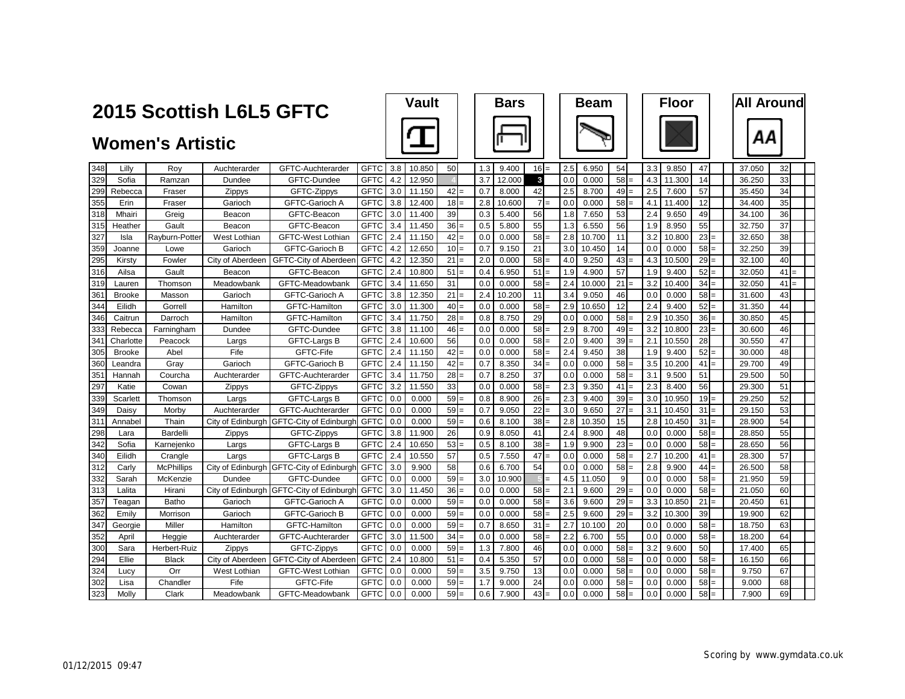# 2015 Scottish L6L5 GFTC

## Women's Artistic

| | | | | | | Vault | | | | Bars | | | | Beam | | | | Floor | | | | All Around | | |
|---|---|---|---|---|---|---|---|---|---|---|---|---|---|---|---|---|---|---|---|---|---|---|---|---|
| 348 | Lilly | Roy | Auchterarder | GFTC-Auchterarder | GFTC | 3.8 | 10.850 | 50 | | 1.3 | 9.400 | 16 | = | 2.5 | 6.950 | 54 | | 3.3 | 9.850 | 47 | | 37.050 | 32 | |
| 329 | Sofia | Ramzan | Dundee | GFTC-Dundee | GFTC | 4.2 | 12.950 | 4 | | 3.7 | 12.000 | 3 | | 0.0 | 0.000 | 58 | = | 4.3 | 11.300 | 14 | | 36.250 | 33 | |
| 299 | Rebecca | Fraser | Zippys | GFTC-Zippys | GFTC | 3.0 | 11.150 | 42 | = | 0.7 | 8.000 | 42 | | 2.5 | 8.700 | 49 | = | 2.5 | 7.600 | 57 | | 35.450 | 34 | |
| 355 | Erin | Fraser | Garioch | GFTC-Garioch A | GFTC | 3.8 | 12.400 | 18 | = | 2.8 | 10.600 | 7 | = | 0.0 | 0.000 | 58 | = | 4.1 | 11.400 | 12 | | 34.400 | 35 | |
| 318 | Mhairi | Greig | Beacon | GFTC-Beacon | GFTC | 3.0 | 11.400 | 39 | | 0.3 | 5.400 | 56 | | 1.8 | 7.650 | 53 | | 2.4 | 9.650 | 49 | | 34.100 | 36 | |
| 315 | Heather | Gault | Beacon | GFTC-Beacon | GFTC | 3.4 | 11.450 | 36 | = | 0.5 | 5.800 | 55 | | 1.3 | 6.550 | 56 | | 1.9 | 8.950 | 55 | | 32.750 | 37 | |
| 327 | Isla | Rayburn-Potter | West Lothian | GFTC-West Lothian | GFTC | 2.4 | 11.150 | 42 | = | 0.0 | 0.000 | 58 | = | 2.8 | 10.700 | 11 | | 3.2 | 10.800 | 23 | = | 32.650 | 38 | |
| 359 | Joanne | Lowe | Garioch | GFTC-Garioch B | GFTC | 4.2 | 12.650 | 10 | = | 0.7 | 9.150 | 21 | | 3.0 | 10.450 | 14 | | 0.0 | 0.000 | 58 | = | 32.250 | 39 | |
| 295 | Kirsty | Fowler | City of Aberdeen | GFTC-City of Aberdeen | GFTC | 4.2 | 12.350 | 21 | = | 2.0 | 0.000 | 58 | = | 4.0 | 9.250 | 43 | = | 4.3 | 10.500 | 29 | = | 32.100 | 40 | |
| 316 | Ailsa | Gault | Beacon | GFTC-Beacon | GFTC | 2.4 | 10.800 | 51 | = | 0.4 | 6.950 | 51 | = | 1.9 | 4.900 | 57 | | 1.9 | 9.400 | 52 | = | 32.050 | 41 | = |
| 319 | Lauren | Thomson | Meadowbank | GFTC-Meadowbank | GFTC | 3.4 | 11.650 | 31 | | 0.0 | 0.000 | 58 | = | 2.4 | 10.000 | 21 | = | 3.2 | 10.400 | 34 | = | 32.050 | 41 | = |
| 361 | Brooke | Masson | Garioch | GFTC-Garioch A | GFTC | 3.8 | 12.350 | 21 | = | 2.4 | 10.200 | 11 | | 3.4 | 9.050 | 46 | | 0.0 | 0.000 | 58 | = | 31.600 | 43 | |
| 344 | Eilidh | Gorrell | Hamilton | GFTC-Hamilton | GFTC | 3.0 | 11.300 | 40 | = | 0.0 | 0.000 | 58 | = | 2.9 | 10.650 | 12 | | 2.4 | 9.400 | 52 | = | 31.350 | 44 | |
| 346 | Caitrun | Darroch | Hamilton | GFTC-Hamilton | GFTC | 3.4 | 11.750 | 28 | = | 0.8 | 8.750 | 29 | | 0.0 | 0.000 | 58 | = | 2.9 | 10.350 | 36 | = | 30.850 | 45 | |
| 333 | Rebecca | Farningham | Dundee | GFTC-Dundee | GFTC | 3.8 | 11.100 | 46 | = | 0.0 | 0.000 | 58 | = | 2.9 | 8.700 | 49 | = | 3.2 | 10.800 | 23 | = | 30.600 | 46 | |
| 341 | Charlotte | Peacock | Largs | GFTC-Largs B | GFTC | 2.4 | 10.600 | 56 | | 0.0 | 0.000 | 58 | = | 2.0 | 9.400 | 39 | = | 2.1 | 10.550 | 28 | | 30.550 | 47 | |
| 305 | Brooke | Abel | Fife | GFTC-Fife | GFTC | 2.4 | 11.150 | 42 | = | 0.0 | 0.000 | 58 | = | 2.4 | 9.450 | 38 | | 1.9 | 9.400 | 52 | = | 30.000 | 48 | |
| 360 | Leandra | Gray | Garioch | GFTC-Garioch B | GFTC | 2.4 | 11.150 | 42 | = | 0.7 | 8.350 | 34 | = | 0.0 | 0.000 | 58 | = | 3.5 | 10.200 | 41 | = | 29.700 | 49 | |
| 351 | Hannah | Courcha | Auchterarder | GFTC-Auchterarder | GFTC | 3.4 | 11.750 | 28 | = | 0.7 | 8.250 | 37 | | 0.0 | 0.000 | 58 | = | 3.1 | 9.500 | 51 | | 29.500 | 50 | |
| 297 | Katie | Cowan | Zippys | GFTC-Zippys | GFTC | 3.2 | 11.550 | 33 | | 0.0 | 0.000 | 58 | = | 2.3 | 9.350 | 41 | = | 2.3 | 8.400 | 56 | | 29.300 | 51 | |
| 339 | Scarlett | Thomson | Largs | GFTC-Largs B | GFTC | 0.0 | 0.000 | 59 | = | 0.8 | 8.900 | 26 | = | 2.3 | 9.400 | 39 | = | 3.0 | 10.950 | 19 | = | 29.250 | 52 | |
| 349 | Daisy | Morby | Auchterarder | GFTC-Auchterarder | GFTC | 0.0 | 0.000 | 59 | = | 0.7 | 9.050 | 22 | = | 3.0 | 9.650 | 27 | = | 3.1 | 10.450 | 31 | = | 29.150 | 53 | |
| 311 | Annabel | Thain | City of Edinburgh | GFTC-City of Edinburgh | GFTC | 0.0 | 0.000 | 59 | = | 0.6 | 8.100 | 38 | = | 2.8 | 10.350 | 15 | | 2.8 | 10.450 | 31 | = | 28.900 | 54 | |
| 298 | Lara | Bardelli | Zippys | GFTC-Zippys | GFTC | 3.8 | 11.900 | 26 | | 0.9 | 8.050 | 41 | | 2.4 | 8.900 | 48 | | 0.0 | 0.000 | 58 | = | 28.850 | 55 | |
| 342 | Sofia | Karnejenko | Largs | GFTC-Largs B | GFTC | 2.4 | 10.650 | 53 | = | 0.5 | 8.100 | 38 | = | 1.9 | 9.900 | 23 | = | 0.0 | 0.000 | 58 | = | 28.650 | 56 | |
| 340 | Eilidh | Crangle | Largs | GFTC-Largs B | GFTC | 2.4 | 10.550 | 57 | | 0.5 | 7.550 | 47 | = | 0.0 | 0.000 | 58 | = | 2.7 | 10.200 | 41 | = | 28.300 | 57 | |
| 312 | Carly | McPhillips | City of Edinburgh | GFTC-City of Edinburgh | GFTC | 3.0 | 9.900 | 58 | | 0.6 | 6.700 | 54 | | 0.0 | 0.000 | 58 | = | 2.8 | 9.900 | 44 | = | 26.500 | 58 | |
| 332 | Sarah | McKenzie | Dundee | GFTC-Dundee | GFTC | 0.0 | 0.000 | 59 | = | 3.0 | 10.900 | 5 | = | 4.5 | 11.050 | 9 | | 0.0 | 0.000 | 58 | = | 21.950 | 59 | |
| 313 | Lalita | Hirani | City of Edinburgh | GFTC-City of Edinburgh | GFTC | 3.0 | 11.450 | 36 | = | 0.0 | 0.000 | 58 | = | 2.1 | 9.600 | 29 | = | 0.0 | 0.000 | 58 | = | 21.050 | 60 | |
| 357 | Teagan | Batho | Garioch | GFTC-Garioch A | GFTC | 0.0 | 0.000 | 59 | = | 0.0 | 0.000 | 58 | = | 3.6 | 9.600 | 29 | = | 3.3 | 10.850 | 21 | = | 20.450 | 61 | |
| 362 | Emily | Morrison | Garioch | GFTC-Garioch B | GFTC | 0.0 | 0.000 | 59 | = | 0.0 | 0.000 | 58 | = | 2.5 | 9.600 | 29 | = | 3.2 | 10.300 | 39 | | 19.900 | 62 | |
| 347 | Georgie | Miller | Hamilton | GFTC-Hamilton | GFTC | 0.0 | 0.000 | 59 | = | 0.7 | 8.650 | 31 | = | 2.7 | 10.100 | 20 | | 0.0 | 0.000 | 58 | = | 18.750 | 63 | |
| 352 | April | Heggie | Auchterarder | GFTC-Auchterarder | GFTC | 3.0 | 11.500 | 34 | = | 0.0 | 0.000 | 58 | = | 2.2 | 6.700 | 55 | | 0.0 | 0.000 | 58 | = | 18.200 | 64 | |
| 300 | Sara | Herbert-Ruiz | Zippys | GFTC-Zippys | GFTC | 0.0 | 0.000 | 59 | = | 1.3 | 7.800 | 46 | | 0.0 | 0.000 | 58 | = | 3.2 | 9.600 | 50 | | 17.400 | 65 | |
| 294 | Ellie | Black | City of Aberdeen | GFTC-City of Aberdeen | GFTC | 2.4 | 10.800 | 51 | = | 0.4 | 5.350 | 57 | | 0.0 | 0.000 | 58 | = | 0.0 | 0.000 | 58 | = | 16.150 | 66 | |
| 324 | Lucy | Orr | West Lothian | GFTC-West Lothian | GFTC | 0.0 | 0.000 | 59 | = | 3.5 | 9.750 | 13 | | 0.0 | 0.000 | 58 | = | 0.0 | 0.000 | 58 | = | 9.750 | 67 | |
| 302 | Lisa | Chandler | Fife | GFTC-Fife | GFTC | 0.0 | 0.000 | 59 | = | 1.7 | 9.000 | 24 | | 0.0 | 0.000 | 58 | = | 0.0 | 0.000 | 58 | = | 9.000 | 68 | |
| 323 | Molly | Clark | Meadowbank | GFTC-Meadowbank | GFTC | 0.0 | 0.000 | 59 | = | 0.6 | 7.900 | 43 | = | 0.0 | 0.000 | 58 | = | 0.0 | 0.000 | 58 | = | 7.900 | 69 | |

01/12/2015 09:47

Scoring by www.gymdata.co.uk